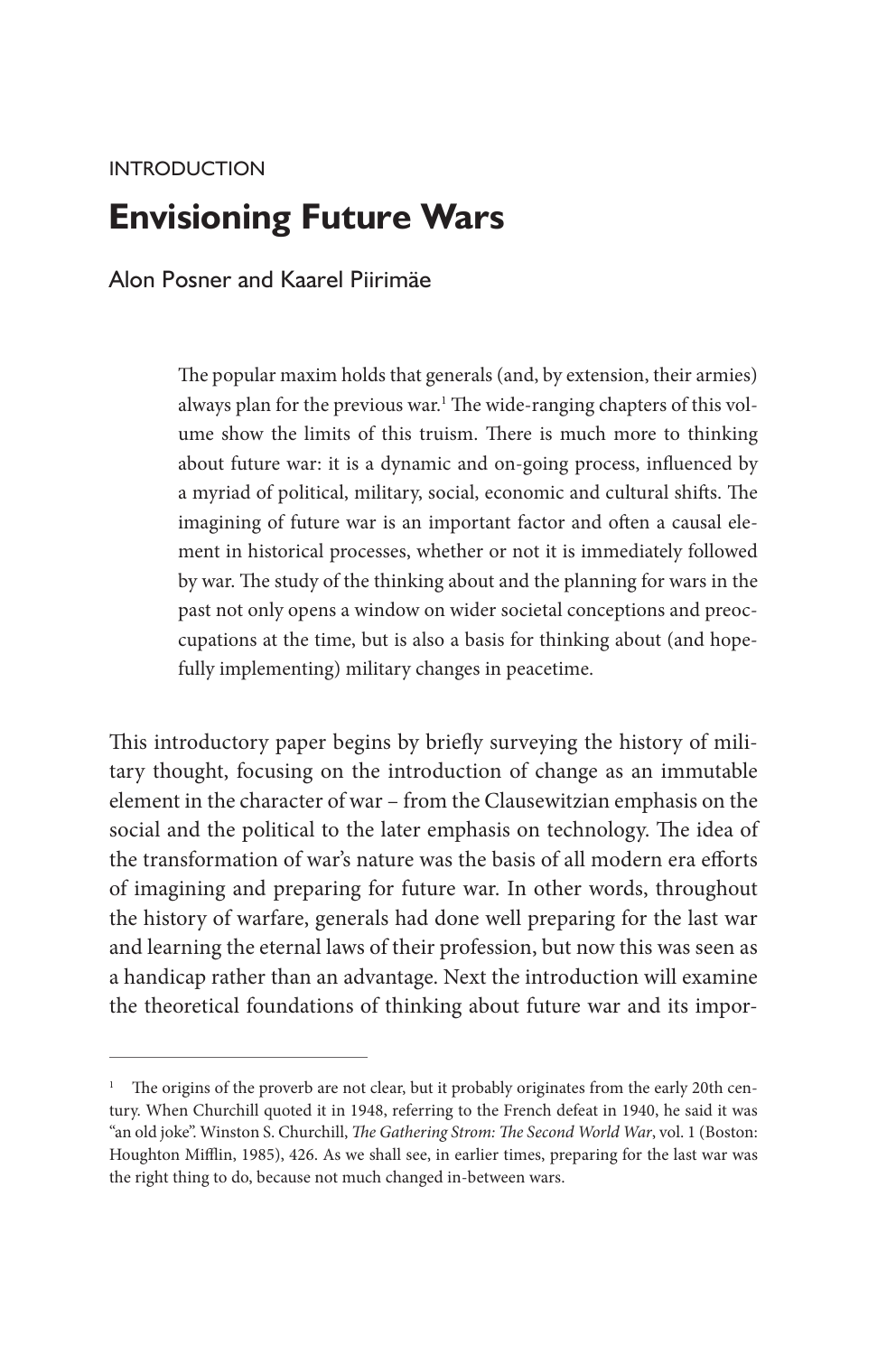INTRODUCTION

# Envisioning Future Wars

Alon Posner and Kaarel Piirimäe

> The popular maxim holds that generals (and, by extension, their armies) always plan for the previous war.[1] The wide-ranging chapters of this volume show the limits of this truism. There is much more to thinking about future war: it is a dynamic and on-going process, influenced by a myriad of political, military, social, economic and cultural shifts. The imagining of future war is an important factor and often a causal element in historical processes, whether or not it is immediately followed by war. The study of the thinking about and the planning for wars in the past not only opens a window on wider societal conceptions and preoccupations at the time, but is also a basis for thinking about (and hopefully implementing) military changes in peacetime.

This introductory paper begins by briefly surveying the history of military thought, focusing on the introduction of change as an immutable element in the character of war – from the Clausewitzian emphasis on the social and the political to the later emphasis on technology. The idea of the transformation of war's nature was the basis of all modern era efforts of imagining and preparing for future war. In other words, throughout the history of warfare, generals had done well preparing for the last war and learning the eternal laws of their profession, but now this was seen as a handicap rather than an advantage. Next the introduction will examine the theoretical foundations of thinking about future war and its impor-

---

[1] The origins of the proverb are not clear, but it probably originates from the early 20th century. When Churchill quoted it in 1948, referring to the French defeat in 1940, he said it was "an old joke". Winston S. Churchill, *The Gathering Strom: The Second World War*, vol. 1 (Boston: Houghton Mifflin, 1985), 426. As we shall see, in earlier times, preparing for the last war was the right thing to do, because not much changed in-between wars.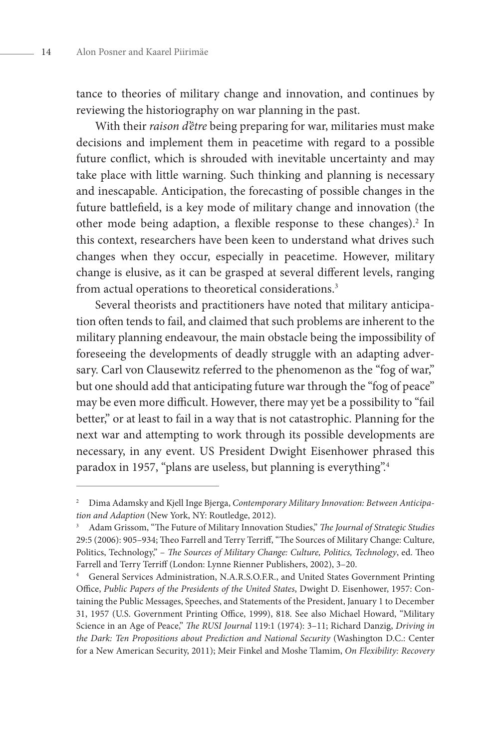tance to theories of military change and innovation, and continues by reviewing the historiography on war planning in the past.

With their *raison d'être* being preparing for war, militaries must make decisions and implement them in peacetime with regard to a possible future conflict, which is shrouded with inevitable uncertainty and may take place with little warning. Such thinking and planning is necessary and inescapable. Anticipation, the forecasting of possible changes in the future battlefield, is a key mode of military change and innovation (the other mode being adaption, a flexible response to these changes).[2] In this context, researchers have been keen to understand what drives such changes when they occur, especially in peacetime. However, military change is elusive, as it can be grasped at several different levels, ranging from actual operations to theoretical considerations.[3]

Several theorists and practitioners have noted that military anticipation often tends to fail, and claimed that such problems are inherent to the military planning endeavour, the main obstacle being the impossibility of foreseeing the developments of deadly struggle with an adapting adversary. Carl von Clausewitz referred to the phenomenon as the "fog of war," but one should add that anticipating future war through the "fog of peace" may be even more difficult. However, there may yet be a possibility to "fail better," or at least to fail in a way that is not catastrophic. Planning for the next war and attempting to work through its possible developments are necessary, in any event. US President Dwight Eisenhower phrased this paradox in 1957, "plans are useless, but planning is everything".[4]

---

[2] Dima Adamsky and Kjell Inge Bjerga, *Contemporary Military Innovation: Between Anticipation and Adaption* (New York, NY: Routledge, 2012).

[3] Adam Grissom, "The Future of Military Innovation Studies," *The Journal of Strategic Studies* 29:5 (2006): 905–934; Theo Farrell and Terry Terriff, "The Sources of Military Change: Culture, Politics, Technology," – *The Sources of Military Change: Culture, Politics, Technology*, ed. Theo Farrell and Terry Terriff (London: Lynne Rienner Publishers, 2002), 3–20.

[4] General Services Administration, N.A.R.S.O.F.R., and United States Government Printing Office, *Public Papers of the Presidents of the United States*, Dwight D. Eisenhower, 1957: Containing the Public Messages, Speeches, and Statements of the President, January 1 to December 31, 1957 (U.S. Government Printing Office, 1999), 818. See also Michael Howard, "Military Science in an Age of Peace," *The RUSI Journal* 119:1 (1974): 3–11; Richard Danzig, *Driving in the Dark: Ten Propositions about Prediction and National Security* (Washington D.C.: Center for a New American Security, 2011); Meir Finkel and Moshe Tlamim, *On Flexibility: Recovery*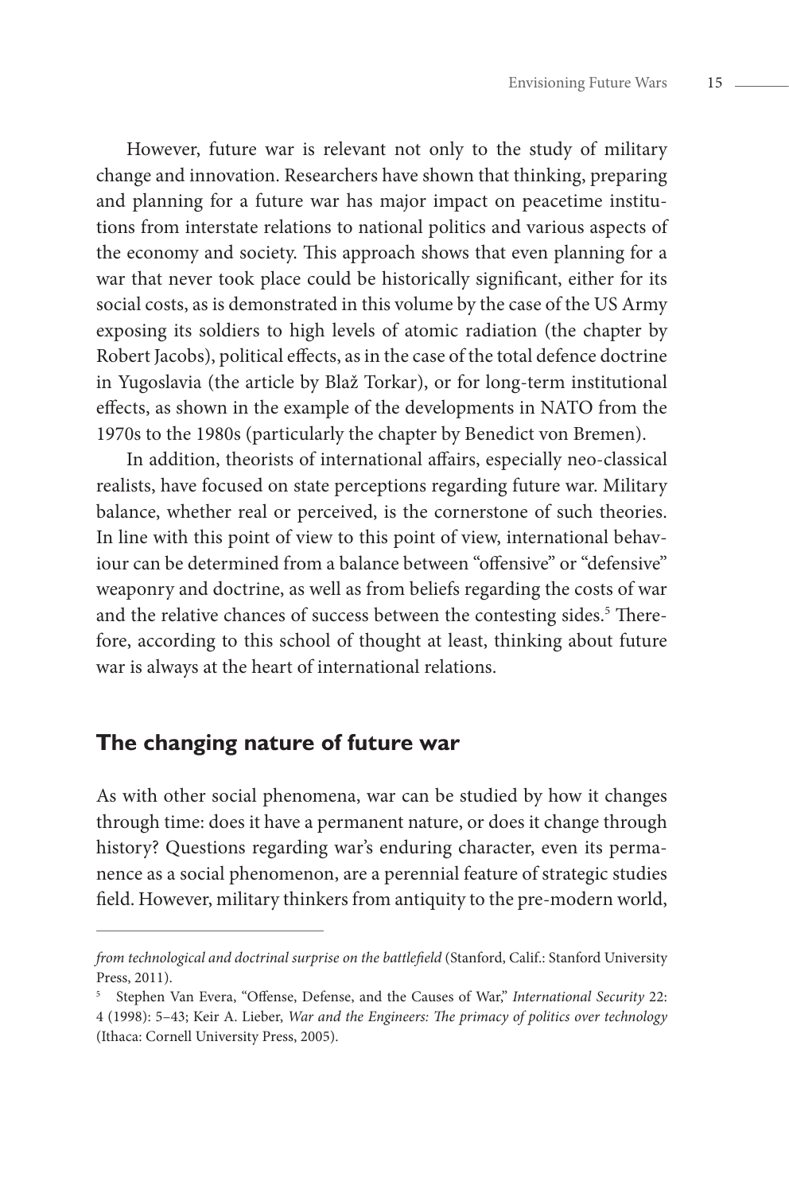However, future war is relevant not only to the study of military change and innovation. Researchers have shown that thinking, preparing and planning for a future war has major impact on peacetime institutions from interstate relations to national politics and various aspects of the economy and society. This approach shows that even planning for a war that never took place could be historically significant, either for its social costs, as is demonstrated in this volume by the case of the US Army exposing its soldiers to high levels of atomic radiation (the chapter by Robert Jacobs), political effects, as in the case of the total defence doctrine in Yugoslavia (the article by Blaž Torkar), or for long-term institutional effects, as shown in the example of the developments in NATO from the 1970s to the 1980s (particularly the chapter by Benedict von Bremen).

In addition, theorists of international affairs, especially neo-classical realists, have focused on state perceptions regarding future war. Military balance, whether real or perceived, is the cornerstone of such theories. In line with this point of view to this point of view, international behaviour can be determined from a balance between "offensive" or "defensive" weaponry and doctrine, as well as from beliefs regarding the costs of war and the relative chances of success between the contesting sides.[5] Therefore, according to this school of thought at least, thinking about future war is always at the heart of international relations.

## The changing nature of future war

As with other social phenomena, war can be studied by how it changes through time: does it have a permanent nature, or does it change through history? Questions regarding war's enduring character, even its permanence as a social phenomenon, are a perennial feature of strategic studies field. However, military thinkers from antiquity to the pre-modern world,

---

*from technological and doctrinal surprise on the battlefield* (Stanford, Calif.: Stanford University Press, 2011).

[5] Stephen Van Evera, "Offense, Defense, and the Causes of War," *International Security* 22: 4 (1998): 5–43; Keir A. Lieber, *War and the Engineers: The primacy of politics over technology* (Ithaca: Cornell University Press, 2005).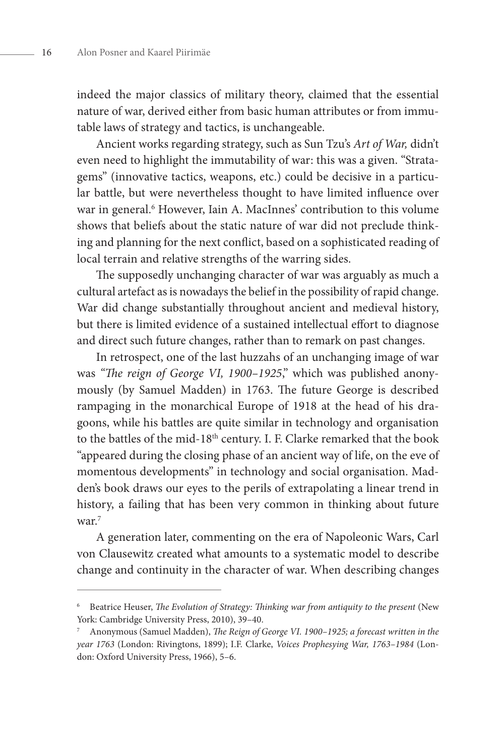indeed the major classics of military theory, claimed that the essential nature of war, derived either from basic human attributes or from immutable laws of strategy and tactics, is unchangeable.

Ancient works regarding strategy, such as Sun Tzu's *Art of War,* didn't even need to highlight the immutability of war: this was a given. "Stratagems" (innovative tactics, weapons, etc.) could be decisive in a particular battle, but were nevertheless thought to have limited influence over war in general.[6] However, Iain A. MacInnes' contribution to this volume shows that beliefs about the static nature of war did not preclude thinking and planning for the next conflict, based on a sophisticated reading of local terrain and relative strengths of the warring sides.

The supposedly unchanging character of war was arguably as much a cultural artefact as is nowadays the belief in the possibility of rapid change. War did change substantially throughout ancient and medieval history, but there is limited evidence of a sustained intellectual effort to diagnose and direct such future changes, rather than to remark on past changes.

In retrospect, one of the last huzzahs of an unchanging image of war was "*The reign of George VI, 1900–1925*," which was published anonymously (by Samuel Madden) in 1763. The future George is described rampaging in the monarchical Europe of 1918 at the head of his dragoons, while his battles are quite similar in technology and organisation to the battles of the mid-18th century. I. F. Clarke remarked that the book "appeared during the closing phase of an ancient way of life, on the eve of momentous developments" in technology and social organisation. Madden's book draws our eyes to the perils of extrapolating a linear trend in history, a failing that has been very common in thinking about future war.[7]

A generation later, commenting on the era of Napoleonic Wars, Carl von Clausewitz created what amounts to a systematic model to describe change and continuity in the character of war. When describing changes

---

[6] Beatrice Heuser, *The Evolution of Strategy: Thinking war from antiquity to the present* (New York: Cambridge University Press, 2010), 39–40.

[7] Anonymous (Samuel Madden), *The Reign of George VI. 1900–1925; a forecast written in the year 1763* (London: Rivingtons, 1899); I.F. Clarke, *Voices Prophesying War, 1763–1984* (London: Oxford University Press, 1966), 5–6.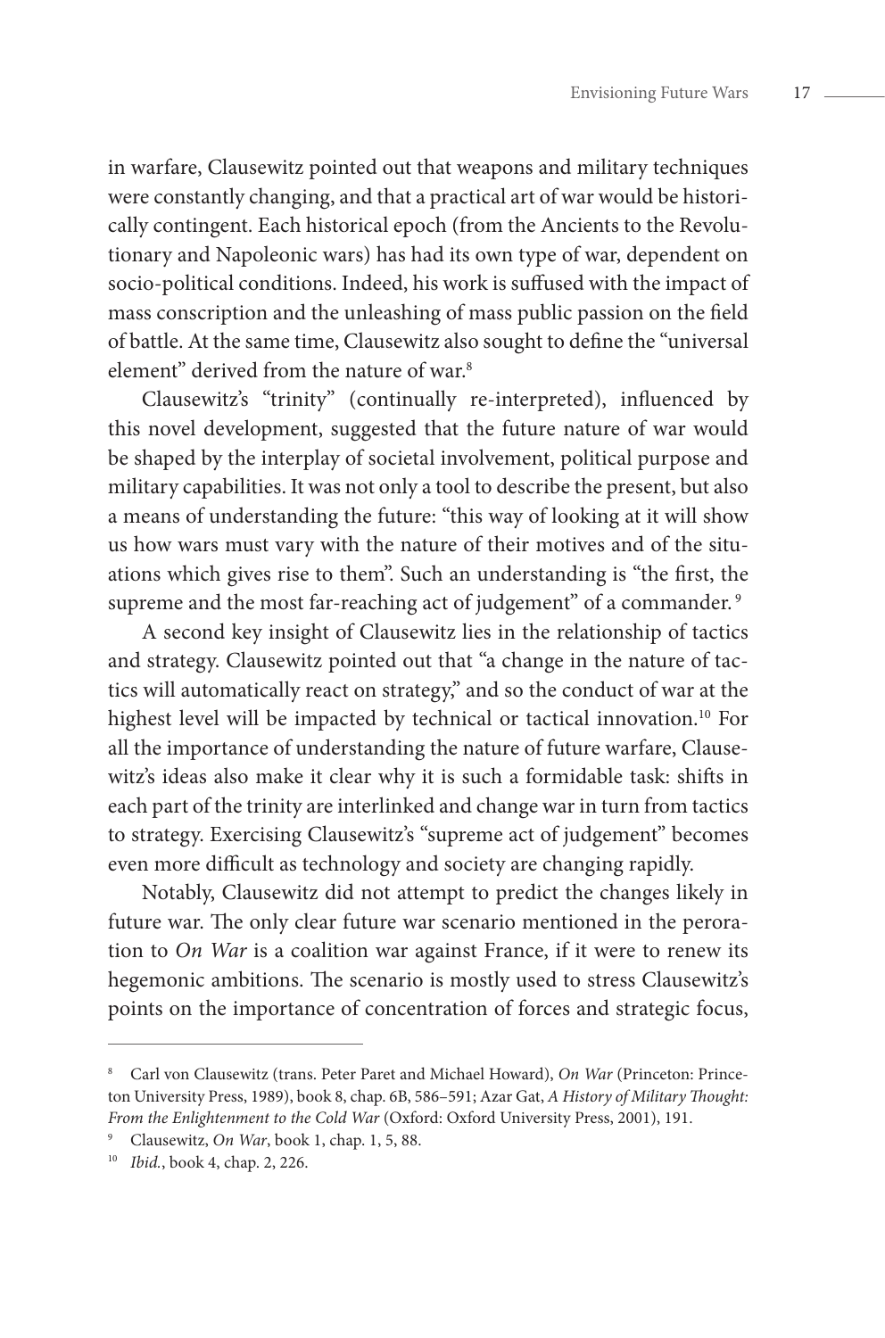in warfare, Clausewitz pointed out that weapons and military techniques were constantly changing, and that a practical art of war would be historically contingent. Each historical epoch (from the Ancients to the Revolutionary and Napoleonic wars) has had its own type of war, dependent on socio-political conditions. Indeed, his work is suffused with the impact of mass conscription and the unleashing of mass public passion on the field of battle. At the same time, Clausewitz also sought to define the "universal element" derived from the nature of war.[8]

Clausewitz's "trinity" (continually re-interpreted), influenced by this novel development, suggested that the future nature of war would be shaped by the interplay of societal involvement, political purpose and military capabilities. It was not only a tool to describe the present, but also a means of understanding the future: "this way of looking at it will show us how wars must vary with the nature of their motives and of the situations which gives rise to them". Such an understanding is "the first, the supreme and the most far-reaching act of judgement" of a commander.[9]

A second key insight of Clausewitz lies in the relationship of tactics and strategy. Clausewitz pointed out that "a change in the nature of tactics will automatically react on strategy," and so the conduct of war at the highest level will be impacted by technical or tactical innovation.[10] For all the importance of understanding the nature of future warfare, Clausewitz's ideas also make it clear why it is such a formidable task: shifts in each part of the trinity are interlinked and change war in turn from tactics to strategy. Exercising Clausewitz's "supreme act of judgement" becomes even more difficult as technology and society are changing rapidly.

Notably, Clausewitz did not attempt to predict the changes likely in future war. The only clear future war scenario mentioned in the peroration to *On War* is a coalition war against France, if it were to renew its hegemonic ambitions. The scenario is mostly used to stress Clausewitz's points on the importance of concentration of forces and strategic focus,

---

[8] Carl von Clausewitz (trans. Peter Paret and Michael Howard), *On War* (Princeton: Princeton University Press, 1989), book 8, chap. 6B, 586–591; Azar Gat, *A History of Military Thought: From the Enlightenment to the Cold War* (Oxford: Oxford University Press, 2001), 191.

[9] Clausewitz, *On War*, book 1, chap. 1, 5, 88.

[10] *Ibid.*, book 4, chap. 2, 226.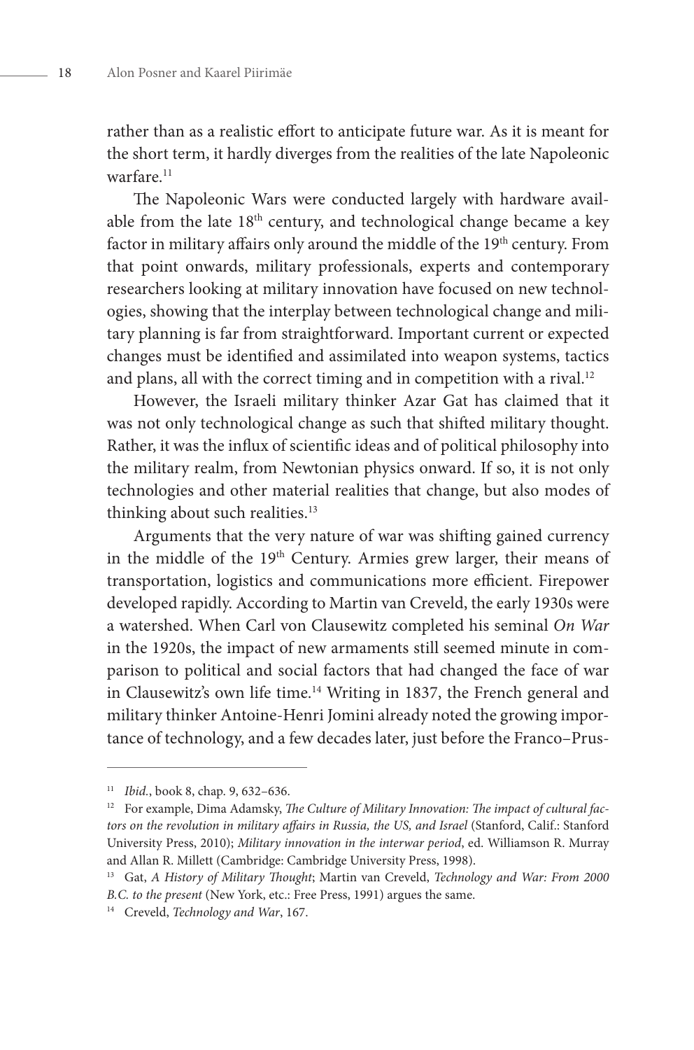rather than as a realistic effort to anticipate future war. As it is meant for the short term, it hardly diverges from the realities of the late Napoleonic warfare.[11]

The Napoleonic Wars were conducted largely with hardware available from the late 18th century, and technological change became a key factor in military affairs only around the middle of the 19th century. From that point onwards, military professionals, experts and contemporary researchers looking at military innovation have focused on new technologies, showing that the interplay between technological change and military planning is far from straightforward. Important current or expected changes must be identified and assimilated into weapon systems, tactics and plans, all with the correct timing and in competition with a rival.[12]

However, the Israeli military thinker Azar Gat has claimed that it was not only technological change as such that shifted military thought. Rather, it was the influx of scientific ideas and of political philosophy into the military realm, from Newtonian physics onward. If so, it is not only technologies and other material realities that change, but also modes of thinking about such realities.[13]

Arguments that the very nature of war was shifting gained currency in the middle of the 19th Century. Armies grew larger, their means of transportation, logistics and communications more efficient. Firepower developed rapidly. According to Martin van Creveld, the early 1930s were a watershed. When Carl von Clausewitz completed his seminal *On War* in the 1920s, the impact of new armaments still seemed minute in comparison to political and social factors that had changed the face of war in Clausewitz's own life time.[14] Writing in 1837, the French general and military thinker Antoine-Henri Jomini already noted the growing importance of technology, and a few decades later, just before the Franco–Prus-

---

[11] *Ibid.*, book 8, chap. 9, 632–636.

[12] For example, Dima Adamsky, *The Culture of Military Innovation: The impact of cultural factors on the revolution in military affairs in Russia, the US, and Israel* (Stanford, Calif.: Stanford University Press, 2010); *Military innovation in the interwar period*, ed. Williamson R. Murray and Allan R. Millett (Cambridge: Cambridge University Press, 1998).

[13] Gat, *A History of Military Thought*; Martin van Creveld, *Technology and War: From 2000 B.C. to the present* (New York, etc.: Free Press, 1991) argues the same.

[14] Creveld, *Technology and War*, 167.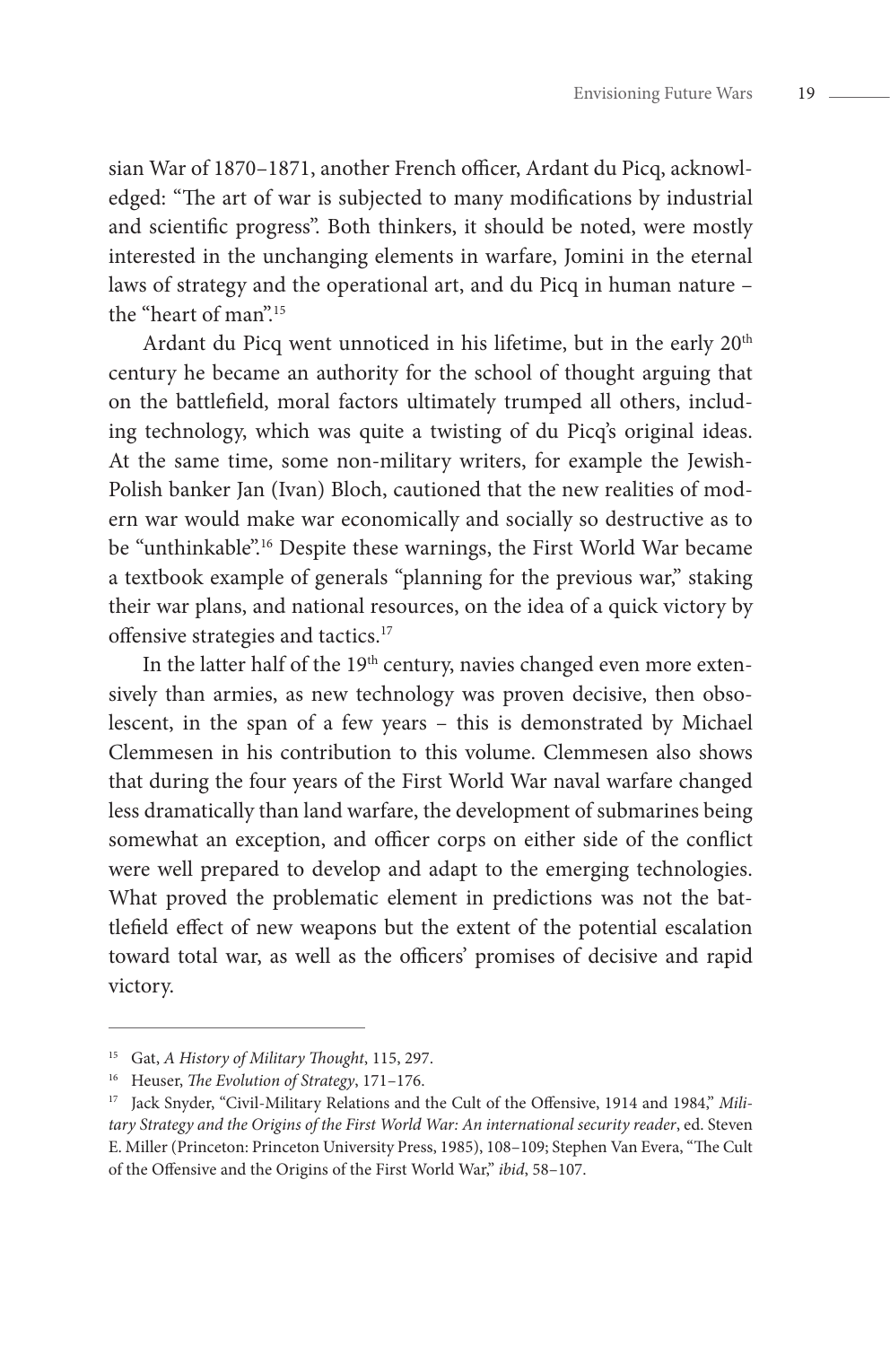sian War of 1870–1871, another French officer, Ardant du Picq, acknowledged: "The art of war is subjected to many modifications by industrial and scientific progress". Both thinkers, it should be noted, were mostly interested in the unchanging elements in warfare, Jomini in the eternal laws of strategy and the operational art, and du Picq in human nature – the "heart of man".[15]

Ardant du Picq went unnoticed in his lifetime, but in the early 20th century he became an authority for the school of thought arguing that on the battlefield, moral factors ultimately trumped all others, including technology, which was quite a twisting of du Picq's original ideas. At the same time, some non-military writers, for example the Jewish-Polish banker Jan (Ivan) Bloch, cautioned that the new realities of modern war would make war economically and socially so destructive as to be "unthinkable".[16] Despite these warnings, the First World War became a textbook example of generals "planning for the previous war," staking their war plans, and national resources, on the idea of a quick victory by offensive strategies and tactics.[17]

In the latter half of the 19th century, navies changed even more extensively than armies, as new technology was proven decisive, then obsolescent, in the span of a few years – this is demonstrated by Michael Clemmesen in his contribution to this volume. Clemmesen also shows that during the four years of the First World War naval warfare changed less dramatically than land warfare, the development of submarines being somewhat an exception, and officer corps on either side of the conflict were well prepared to develop and adapt to the emerging technologies. What proved the problematic element in predictions was not the battlefield effect of new weapons but the extent of the potential escalation toward total war, as well as the officers' promises of decisive and rapid victory.

---

[15] Gat, *A History of Military Thought*, 115, 297.

[16] Heuser, *The Evolution of Strategy*, 171–176.

[17] Jack Snyder, "Civil-Military Relations and the Cult of the Offensive, 1914 and 1984," *Military Strategy and the Origins of the First World War: An international security reader*, ed. Steven E. Miller (Princeton: Princeton University Press, 1985), 108–109; Stephen Van Evera, "The Cult of the Offensive and the Origins of the First World War," *ibid*, 58–107.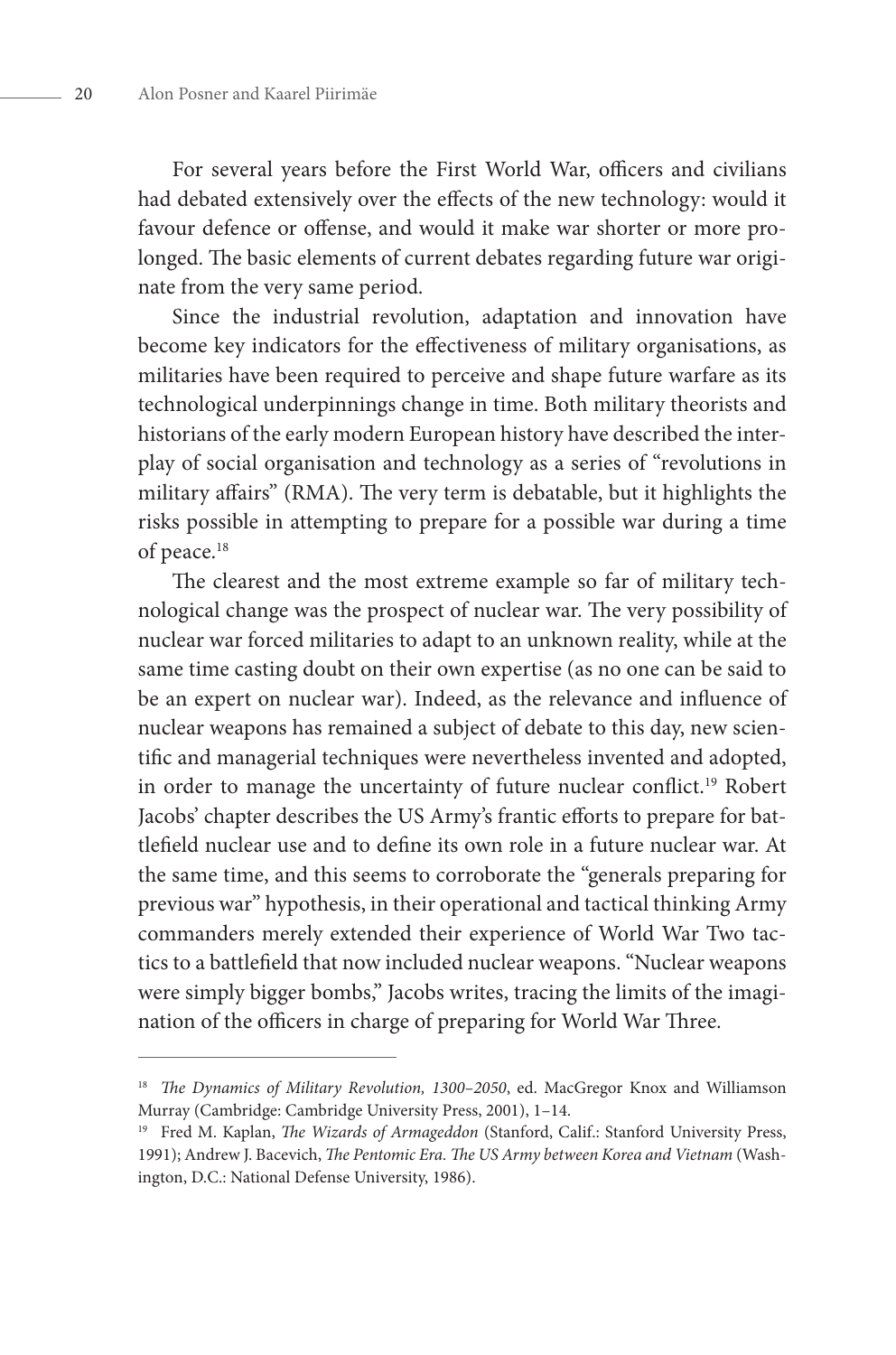For several years before the First World War, officers and civilians had debated extensively over the effects of the new technology: would it favour defence or offense, and would it make war shorter or more prolonged. The basic elements of current debates regarding future war originate from the very same period.

Since the industrial revolution, adaptation and innovation have become key indicators for the effectiveness of military organisations, as militaries have been required to perceive and shape future warfare as its technological underpinnings change in time. Both military theorists and historians of the early modern European history have described the interplay of social organisation and technology as a series of "revolutions in military affairs" (RMA). The very term is debatable, but it highlights the risks possible in attempting to prepare for a possible war during a time of peace.[18]

The clearest and the most extreme example so far of military technological change was the prospect of nuclear war. The very possibility of nuclear war forced militaries to adapt to an unknown reality, while at the same time casting doubt on their own expertise (as no one can be said to be an expert on nuclear war). Indeed, as the relevance and influence of nuclear weapons has remained a subject of debate to this day, new scientific and managerial techniques were nevertheless invented and adopted, in order to manage the uncertainty of future nuclear conflict.[19] Robert Jacobs' chapter describes the US Army's frantic efforts to prepare for battlefield nuclear use and to define its own role in a future nuclear war. At the same time, and this seems to corroborate the "generals preparing for previous war" hypothesis, in their operational and tactical thinking Army commanders merely extended their experience of World War Two tactics to a battlefield that now included nuclear weapons. "Nuclear weapons were simply bigger bombs," Jacobs writes, tracing the limits of the imagination of the officers in charge of preparing for World War Three.

---

[18] *The Dynamics of Military Revolution, 1300–2050*, ed. MacGregor Knox and Williamson Murray (Cambridge: Cambridge University Press, 2001), 1–14.

[19] Fred M. Kaplan, *The Wizards of Armageddon* (Stanford, Calif.: Stanford University Press, 1991); Andrew J. Bacevich, *The Pentomic Era. The US Army between Korea and Vietnam* (Washington, D.C.: National Defense University, 1986).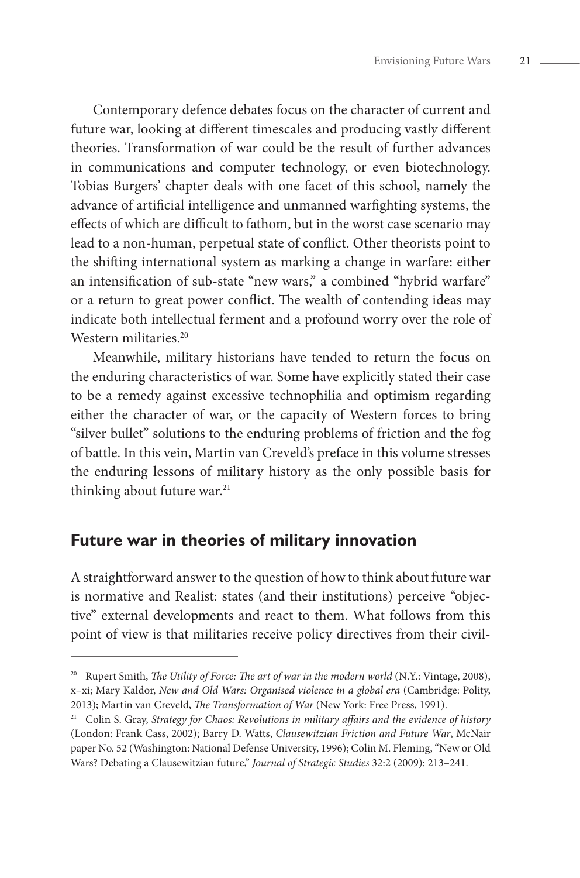Contemporary defence debates focus on the character of current and future war, looking at different timescales and producing vastly different theories. Transformation of war could be the result of further advances in communications and computer technology, or even biotechnology. Tobias Burgers' chapter deals with one facet of this school, namely the advance of artificial intelligence and unmanned warfighting systems, the effects of which are difficult to fathom, but in the worst case scenario may lead to a non-human, perpetual state of conflict. Other theorists point to the shifting international system as marking a change in warfare: either an intensification of sub-state "new wars," a combined "hybrid warfare" or a return to great power conflict. The wealth of contending ideas may indicate both intellectual ferment and a profound worry over the role of Western militaries.[20]

Meanwhile, military historians have tended to return the focus on the enduring characteristics of war. Some have explicitly stated their case to be a remedy against excessive technophilia and optimism regarding either the character of war, or the capacity of Western forces to bring "silver bullet" solutions to the enduring problems of friction and the fog of battle. In this vein, Martin van Creveld's preface in this volume stresses the enduring lessons of military history as the only possible basis for thinking about future war.[21]

## Future war in theories of military innovation

A straightforward answer to the question of how to think about future war is normative and Realist: states (and their institutions) perceive "objective" external developments and react to them. What follows from this point of view is that militaries receive policy directives from their civil-

---

[20] Rupert Smith, *The Utility of Force: The art of war in the modern world* (N.Y.: Vintage, 2008), x–xi; Mary Kaldor, *New and Old Wars: Organised violence in a global era* (Cambridge: Polity, 2013); Martin van Creveld, *The Transformation of War* (New York: Free Press, 1991).

[21] Colin S. Gray, *Strategy for Chaos: Revolutions in military affairs and the evidence of history* (London: Frank Cass, 2002); Barry D. Watts, *Clausewitzian Friction and Future War*, McNair paper No. 52 (Washington: National Defense University, 1996); Colin M. Fleming, "New or Old Wars? Debating a Clausewitzian future," *Journal of Strategic Studies* 32:2 (2009): 213–241.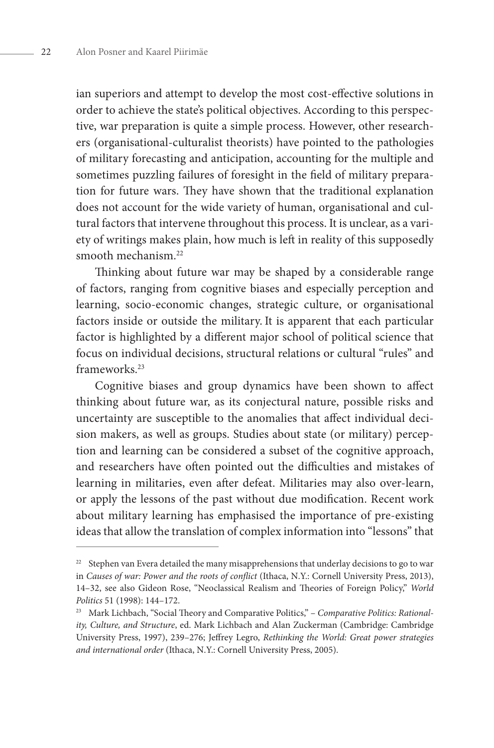ian superiors and attempt to develop the most cost-effective solutions in order to achieve the state's political objectives. According to this perspective, war preparation is quite a simple process. However, other researchers (organisational-culturalist theorists) have pointed to the pathologies of military forecasting and anticipation, accounting for the multiple and sometimes puzzling failures of foresight in the field of military preparation for future wars. They have shown that the traditional explanation does not account for the wide variety of human, organisational and cultural factors that intervene throughout this process. It is unclear, as a variety of writings makes plain, how much is left in reality of this supposedly smooth mechanism.[22]

Thinking about future war may be shaped by a considerable range of factors, ranging from cognitive biases and especially perception and learning, socio-economic changes, strategic culture, or organisational factors inside or outside the military. It is apparent that each particular factor is highlighted by a different major school of political science that focus on individual decisions, structural relations or cultural "rules" and frameworks.[23]

Cognitive biases and group dynamics have been shown to affect thinking about future war, as its conjectural nature, possible risks and uncertainty are susceptible to the anomalies that affect individual decision makers, as well as groups. Studies about state (or military) perception and learning can be considered a subset of the cognitive approach, and researchers have often pointed out the difficulties and mistakes of learning in militaries, even after defeat. Militaries may also over-learn, or apply the lessons of the past without due modification. Recent work about military learning has emphasised the importance of pre-existing ideas that allow the translation of complex information into "lessons" that

---

[22] Stephen van Evera detailed the many misapprehensions that underlay decisions to go to war in *Causes of war: Power and the roots of conflict* (Ithaca, N.Y.: Cornell University Press, 2013), 14–32, see also Gideon Rose, "Neoclassical Realism and Theories of Foreign Policy," *World Politics* 51 (1998): 144–172.

[23] Mark Lichbach, "Social Theory and Comparative Politics," – *Comparative Politics: Rationality, Culture, and Structure*, ed. Mark Lichbach and Alan Zuckerman (Cambridge: Cambridge University Press, 1997), 239–276; Jeffrey Legro, *Rethinking the World: Great power strategies and international order* (Ithaca, N.Y.: Cornell University Press, 2005).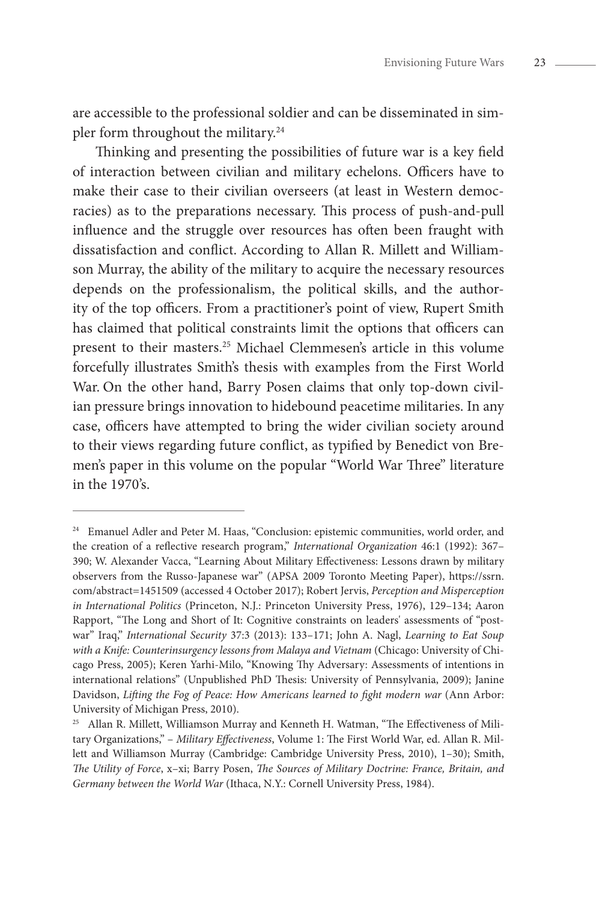are accessible to the professional soldier and can be disseminated in simpler form throughout the military.[24]

Thinking and presenting the possibilities of future war is a key field of interaction between civilian and military echelons. Officers have to make their case to their civilian overseers (at least in Western democracies) as to the preparations necessary. This process of push-and-pull influence and the struggle over resources has often been fraught with dissatisfaction and conflict. According to Allan R. Millett and Williamson Murray, the ability of the military to acquire the necessary resources depends on the professionalism, the political skills, and the authority of the top officers. From a practitioner's point of view, Rupert Smith has claimed that political constraints limit the options that officers can present to their masters.[25] Michael Clemmesen's article in this volume forcefully illustrates Smith's thesis with examples from the First World War. On the other hand, Barry Posen claims that only top-down civilian pressure brings innovation to hidebound peacetime militaries. In any case, officers have attempted to bring the wider civilian society around to their views regarding future conflict, as typified by Benedict von Bremen's paper in this volume on the popular "World War Three" literature in the 1970's.

---

[24] Emanuel Adler and Peter M. Haas, "Conclusion: epistemic communities, world order, and the creation of a reflective research program," *International Organization* 46:1 (1992): 367–390; W. Alexander Vacca, "Learning About Military Effectiveness: Lessons drawn by military observers from the Russo-Japanese war" (APSA 2009 Toronto Meeting Paper), https://ssrn.com/abstract=1451509 (accessed 4 October 2017); Robert Jervis, *Perception and Misperception in International Politics* (Princeton, N.J.: Princeton University Press, 1976), 129–134; Aaron Rapport, "The Long and Short of It: Cognitive constraints on leaders' assessments of "postwar" Iraq," *International Security* 37:3 (2013): 133–171; John A. Nagl, *Learning to Eat Soup with a Knife: Counterinsurgency lessons from Malaya and Vietnam* (Chicago: University of Chicago Press, 2005); Keren Yarhi-Milo, "Knowing Thy Adversary: Assessments of intentions in international relations" (Unpublished PhD Thesis: University of Pennsylvania, 2009); Janine Davidson, *Lifting the Fog of Peace: How Americans learned to fight modern war* (Ann Arbor: University of Michigan Press, 2010).

[25] Allan R. Millett, Williamson Murray and Kenneth H. Watman, "The Effectiveness of Military Organizations," – *Military Effectiveness*, Volume 1: The First World War, ed. Allan R. Millett and Williamson Murray (Cambridge: Cambridge University Press, 2010), 1–30); Smith, *The Utility of Force*, x–xi; Barry Posen, *The Sources of Military Doctrine: France, Britain, and Germany between the World War* (Ithaca, N.Y.: Cornell University Press, 1984).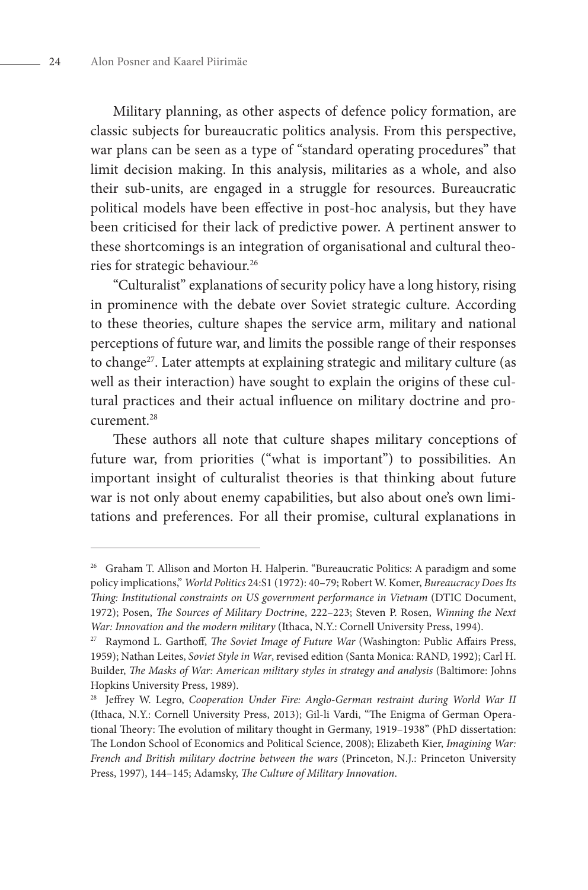Military planning, as other aspects of defence policy formation, are classic subjects for bureaucratic politics analysis. From this perspective, war plans can be seen as a type of "standard operating procedures" that limit decision making. In this analysis, militaries as a whole, and also their sub-units, are engaged in a struggle for resources. Bureaucratic political models have been effective in post-hoc analysis, but they have been criticised for their lack of predictive power. A pertinent answer to these shortcomings is an integration of organisational and cultural theories for strategic behaviour.[26]

"Culturalist" explanations of security policy have a long history, rising in prominence with the debate over Soviet strategic culture. According to these theories, culture shapes the service arm, military and national perceptions of future war, and limits the possible range of their responses to change[27]. Later attempts at explaining strategic and military culture (as well as their interaction) have sought to explain the origins of these cultural practices and their actual influence on military doctrine and procurement.[28]

These authors all note that culture shapes military conceptions of future war, from priorities ("what is important") to possibilities. An important insight of culturalist theories is that thinking about future war is not only about enemy capabilities, but also about one's own limitations and preferences. For all their promise, cultural explanations in

---

[26] Graham T. Allison and Morton H. Halperin. "Bureaucratic Politics: A paradigm and some policy implications," *World Politics* 24:S1 (1972): 40–79; Robert W. Komer, *Bureaucracy Does Its Thing: Institutional constraints on US government performance in Vietnam* (DTIC Document, 1972); Posen, *The Sources of Military Doctrine*, 222–223; Steven P. Rosen, *Winning the Next War: Innovation and the modern military* (Ithaca, N.Y.: Cornell University Press, 1994).

[27] Raymond L. Garthoff, *The Soviet Image of Future War* (Washington: Public Affairs Press, 1959); Nathan Leites, *Soviet Style in War*, revised edition (Santa Monica: RAND, 1992); Carl H. Builder, *The Masks of War: American military styles in strategy and analysis* (Baltimore: Johns Hopkins University Press, 1989).

[28] Jeffrey W. Legro, *Cooperation Under Fire: Anglo-German restraint during World War II* (Ithaca, N.Y.: Cornell University Press, 2013); Gil-li Vardi, "The Enigma of German Operational Theory: The evolution of military thought in Germany, 1919–1938" (PhD dissertation: The London School of Economics and Political Science, 2008); Elizabeth Kier, *Imagining War: French and British military doctrine between the wars* (Princeton, N.J.: Princeton University Press, 1997), 144–145; Adamsky, *The Culture of Military Innovation*.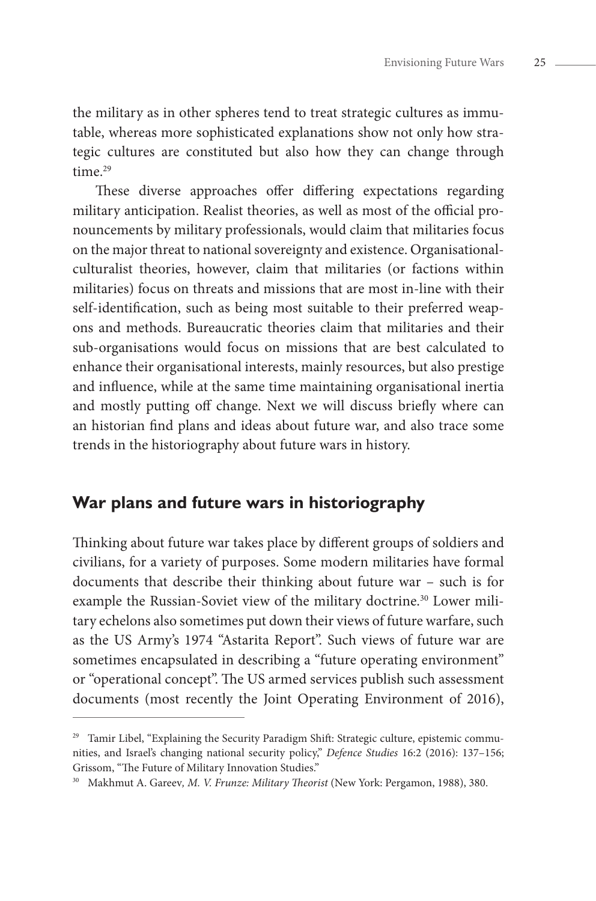the military as in other spheres tend to treat strategic cultures as immutable, whereas more sophisticated explanations show not only how strategic cultures are constituted but also how they can change through time.[29]

These diverse approaches offer differing expectations regarding military anticipation. Realist theories, as well as most of the official pronouncements by military professionals, would claim that militaries focus on the major threat to national sovereignty and existence. Organisational-culturalist theories, however, claim that militaries (or factions within militaries) focus on threats and missions that are most in-line with their self-identification, such as being most suitable to their preferred weapons and methods. Bureaucratic theories claim that militaries and their sub-organisations would focus on missions that are best calculated to enhance their organisational interests, mainly resources, but also prestige and influence, while at the same time maintaining organisational inertia and mostly putting off change. Next we will discuss briefly where can an historian find plans and ideas about future war, and also trace some trends in the historiography about future wars in history.

## War plans and future wars in historiography

Thinking about future war takes place by different groups of soldiers and civilians, for a variety of purposes. Some modern militaries have formal documents that describe their thinking about future war – such is for example the Russian-Soviet view of the military doctrine.[30] Lower military echelons also sometimes put down their views of future warfare, such as the US Army's 1974 "Astarita Report". Such views of future war are sometimes encapsulated in describing a "future operating environment" or "operational concept". The US armed services publish such assessment documents (most recently the Joint Operating Environment of 2016),

---

[29] Tamir Libel, "Explaining the Security Paradigm Shift: Strategic culture, epistemic communities, and Israel's changing national security policy," *Defence Studies* 16:2 (2016): 137–156; Grissom, "The Future of Military Innovation Studies."

[30] Makhmut A. Gareev, *M. V. Frunze: Military Theorist* (New York: Pergamon, 1988), 380.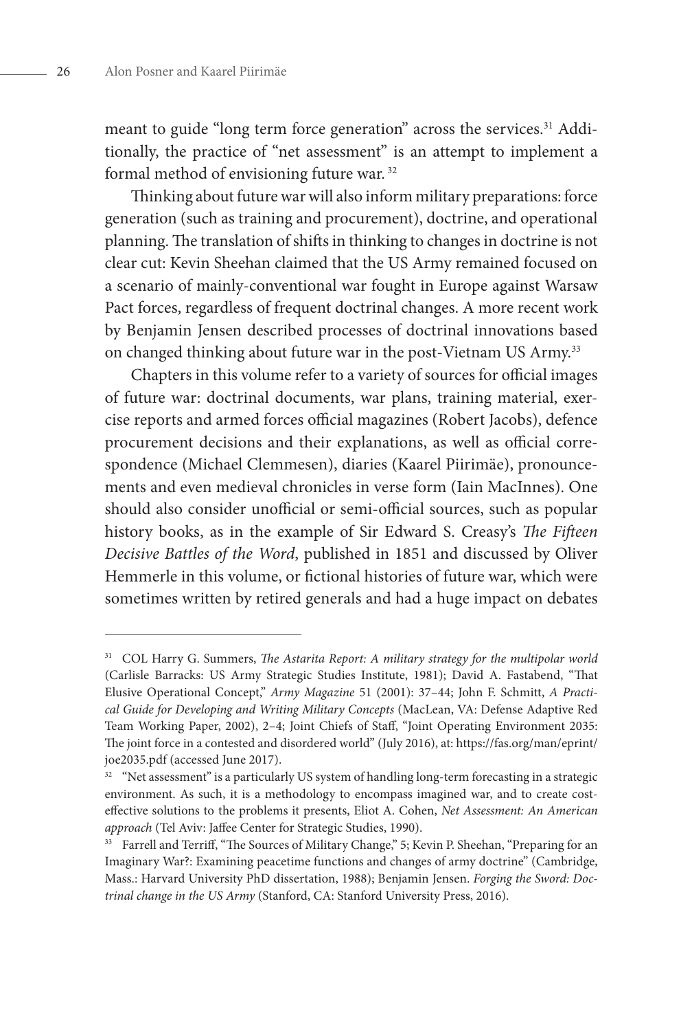meant to guide "long term force generation" across the services.[31] Additionally, the practice of "net assessment" is an attempt to implement a formal method of envisioning future war. [32]

Thinking about future war will also inform military preparations: force generation (such as training and procurement), doctrine, and operational planning. The translation of shifts in thinking to changes in doctrine is not clear cut: Kevin Sheehan claimed that the US Army remained focused on a scenario of mainly-conventional war fought in Europe against Warsaw Pact forces, regardless of frequent doctrinal changes. A more recent work by Benjamin Jensen described processes of doctrinal innovations based on changed thinking about future war in the post-Vietnam US Army.[33]

Chapters in this volume refer to a variety of sources for official images of future war: doctrinal documents, war plans, training material, exercise reports and armed forces official magazines (Robert Jacobs), defence procurement decisions and their explanations, as well as official correspondence (Michael Clemmesen), diaries (Kaarel Piirimäe), pronouncements and even medieval chronicles in verse form (Iain MacInnes). One should also consider unofficial or semi-official sources, such as popular history books, as in the example of Sir Edward S. Creasy's *The Fifteen Decisive Battles of the Word*, published in 1851 and discussed by Oliver Hemmerle in this volume, or fictional histories of future war, which were sometimes written by retired generals and had a huge impact on debates

---

[31] COL Harry G. Summers, *The Astarita Report: A military strategy for the multipolar world* (Carlisle Barracks: US Army Strategic Studies Institute, 1981); David A. Fastabend, "That Elusive Operational Concept," *Army Magazine* 51 (2001): 37–44; John F. Schmitt, *A Practical Guide for Developing and Writing Military Concepts* (MacLean, VA: Defense Adaptive Red Team Working Paper, 2002), 2–4; Joint Chiefs of Staff, "Joint Operating Environment 2035: The joint force in a contested and disordered world" (July 2016), at: https://fas.org/man/eprint/joe2035.pdf (accessed June 2017).

[32] "Net assessment" is a particularly US system of handling long-term forecasting in a strategic environment. As such, it is a methodology to encompass imagined war, and to create cost-effective solutions to the problems it presents, Eliot A. Cohen, *Net Assessment: An American approach* (Tel Aviv: Jaffee Center for Strategic Studies, 1990).

[33] Farrell and Terriff, "The Sources of Military Change," 5; Kevin P. Sheehan, "Preparing for an Imaginary War?: Examining peacetime functions and changes of army doctrine" (Cambridge, Mass.: Harvard University PhD dissertation, 1988); Benjamin Jensen. *Forging the Sword: Doctrinal change in the US Army* (Stanford, CA: Stanford University Press, 2016).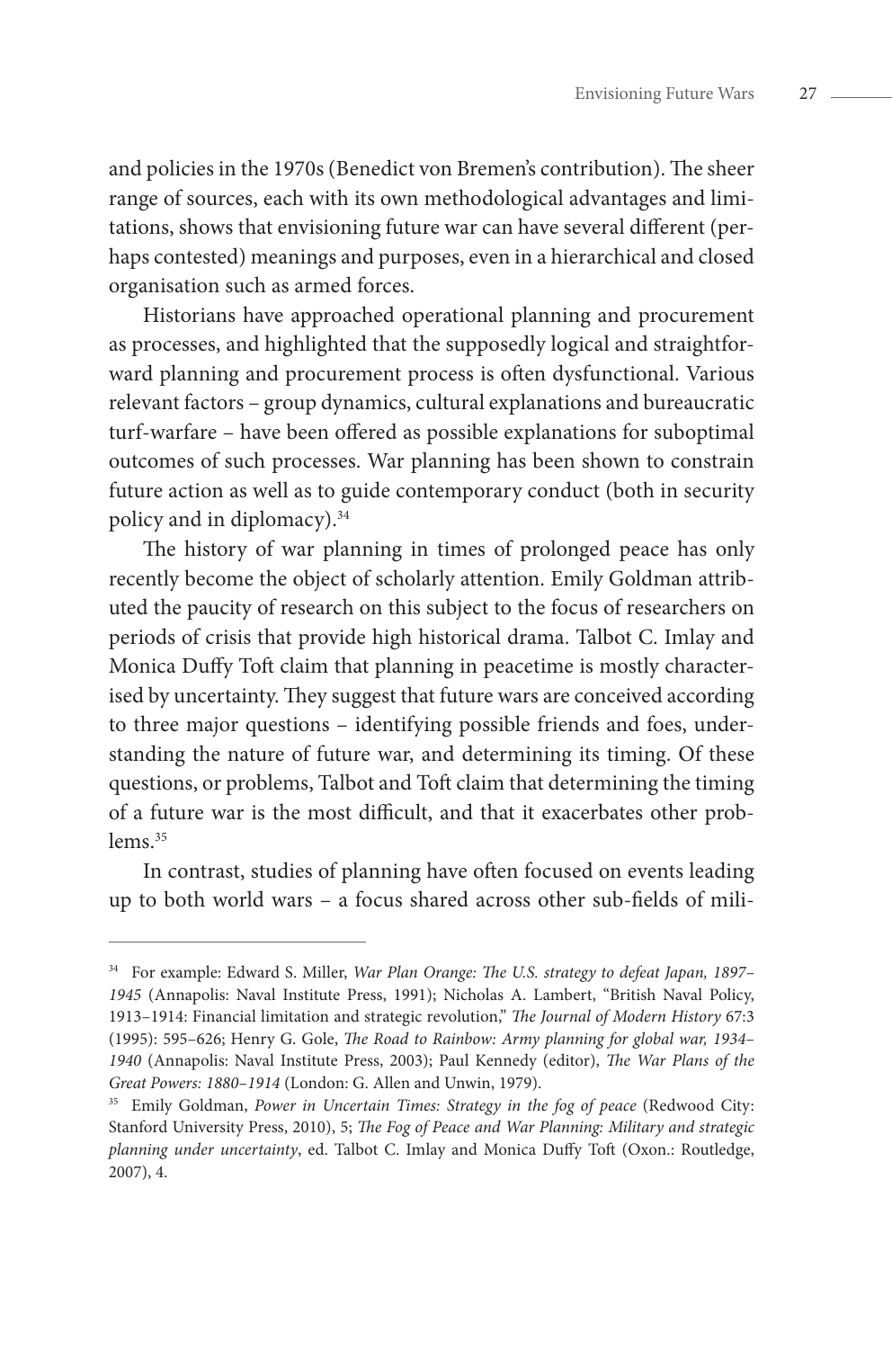and policies in the 1970s (Benedict von Bremen's contribution). The sheer range of sources, each with its own methodological advantages and limitations, shows that envisioning future war can have several different (perhaps contested) meanings and purposes, even in a hierarchical and closed organisation such as armed forces.

Historians have approached operational planning and procurement as processes, and highlighted that the supposedly logical and straightforward planning and procurement process is often dysfunctional. Various relevant factors – group dynamics, cultural explanations and bureaucratic turf-warfare – have been offered as possible explanations for suboptimal outcomes of such processes. War planning has been shown to constrain future action as well as to guide contemporary conduct (both in security policy and in diplomacy).[34]

The history of war planning in times of prolonged peace has only recently become the object of scholarly attention. Emily Goldman attributed the paucity of research on this subject to the focus of researchers on periods of crisis that provide high historical drama. Talbot C. Imlay and Monica Duffy Toft claim that planning in peacetime is mostly characterised by uncertainty. They suggest that future wars are conceived according to three major questions – identifying possible friends and foes, understanding the nature of future war, and determining its timing. Of these questions, or problems, Talbot and Toft claim that determining the timing of a future war is the most difficult, and that it exacerbates other problems.[35]

In contrast, studies of planning have often focused on events leading up to both world wars – a focus shared across other sub-fields of mili-

---

[34] For example: Edward S. Miller, *War Plan Orange: The U.S. strategy to defeat Japan, 1897–1945* (Annapolis: Naval Institute Press, 1991); Nicholas A. Lambert, "British Naval Policy, 1913–1914: Financial limitation and strategic revolution," *The Journal of Modern History* 67:3 (1995): 595–626; Henry G. Gole, *The Road to Rainbow: Army planning for global war, 1934–1940* (Annapolis: Naval Institute Press, 2003); Paul Kennedy (editor), *The War Plans of the Great Powers: 1880–1914* (London: G. Allen and Unwin, 1979).

[35] Emily Goldman, *Power in Uncertain Times: Strategy in the fog of peace* (Redwood City: Stanford University Press, 2010), 5; *The Fog of Peace and War Planning: Military and strategic planning under uncertainty*, ed. Talbot C. Imlay and Monica Duffy Toft (Oxon.: Routledge, 2007), 4.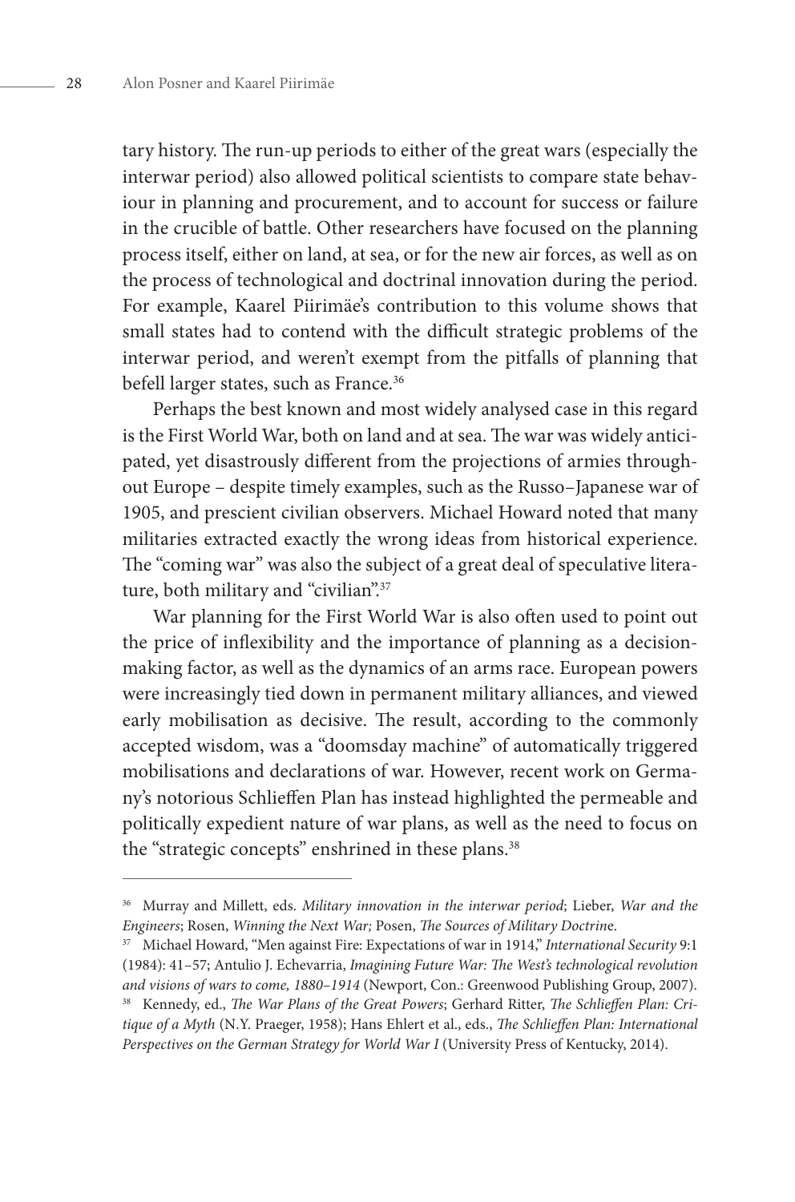tary history. The run-up periods to either of the great wars (especially the interwar period) also allowed political scientists to compare state behaviour in planning and procurement, and to account for success or failure in the crucible of battle. Other researchers have focused on the planning process itself, either on land, at sea, or for the new air forces, as well as on the process of technological and doctrinal innovation during the period. For example, Kaarel Piirimäe's contribution to this volume shows that small states had to contend with the difficult strategic problems of the interwar period, and weren't exempt from the pitfalls of planning that befell larger states, such as France.[36]

Perhaps the best known and most widely analysed case in this regard is the First World War, both on land and at sea. The war was widely anticipated, yet disastrously different from the projections of armies throughout Europe – despite timely examples, such as the Russo–Japanese war of 1905, and prescient civilian observers. Michael Howard noted that many militaries extracted exactly the wrong ideas from historical experience. The "coming war" was also the subject of a great deal of speculative literature, both military and "civilian".[37]

War planning for the First World War is also often used to point out the price of inflexibility and the importance of planning as a decision-making factor, as well as the dynamics of an arms race. European powers were increasingly tied down in permanent military alliances, and viewed early mobilisation as decisive. The result, according to the commonly accepted wisdom, was a "doomsday machine" of automatically triggered mobilisations and declarations of war. However, recent work on Germany's notorious Schlieffen Plan has instead highlighted the permeable and politically expedient nature of war plans, as well as the need to focus on the "strategic concepts" enshrined in these plans.[38]

---

[36] Murray and Millett, eds. *Military innovation in the interwar period*; Lieber, *War and the Engineers*; Rosen, *Winning the Next War;* Posen, *The Sources of Military Doctrin*e.

[37] Michael Howard, "Men against Fire: Expectations of war in 1914," *International Security* 9:1 (1984): 41–57; Antulio J. Echevarria, *Imagining Future War: The West's technological revolution and visions of wars to come, 1880–1914* (Newport, Con.: Greenwood Publishing Group, 2007).

[38] Kennedy, ed., *The War Plans of the Great Powers*; Gerhard Ritter, *The Schlieffen Plan: Critique of a Myth* (N.Y. Praeger, 1958); Hans Ehlert et al., eds., *The Schlieffen Plan: International Perspectives on the German Strategy for World War I* (University Press of Kentucky, 2014).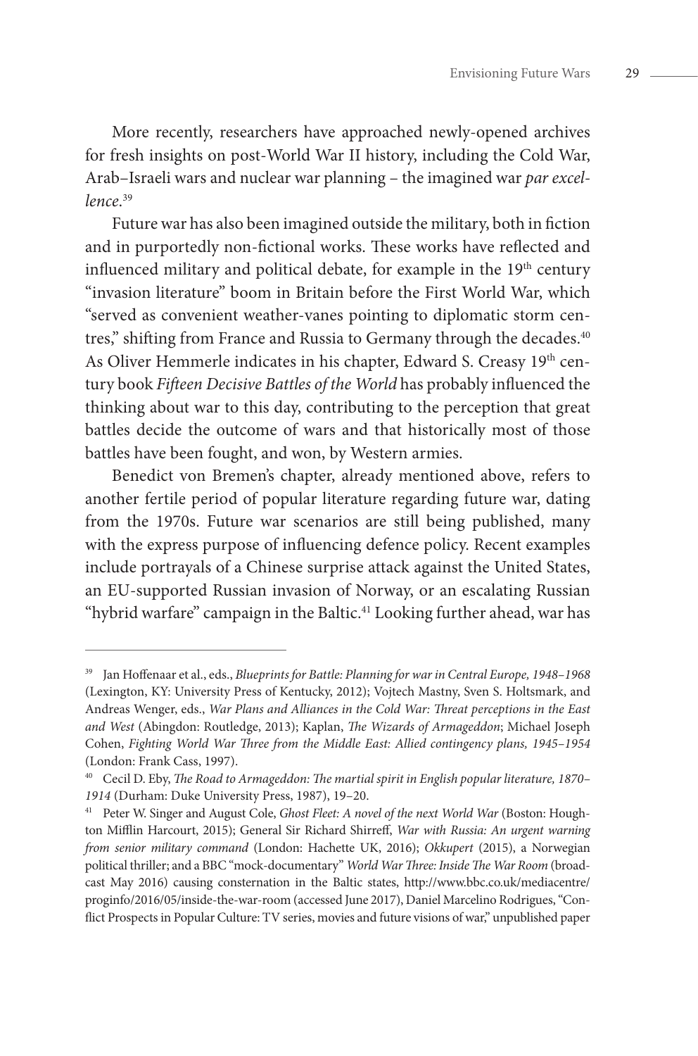More recently, researchers have approached newly-opened archives for fresh insights on post-World War II history, including the Cold War, Arab–Israeli wars and nuclear war planning – the imagined war *par excellence*.[39]

Future war has also been imagined outside the military, both in fiction and in purportedly non-fictional works. These works have reflected and influenced military and political debate, for example in the 19th century "invasion literature" boom in Britain before the First World War, which "served as convenient weather-vanes pointing to diplomatic storm centres," shifting from France and Russia to Germany through the decades.[40] As Oliver Hemmerle indicates in his chapter, Edward S. Creasy 19th century book *Fifteen Decisive Battles of the World* has probably influenced the thinking about war to this day, contributing to the perception that great battles decide the outcome of wars and that historically most of those battles have been fought, and won, by Western armies.

Benedict von Bremen's chapter, already mentioned above, refers to another fertile period of popular literature regarding future war, dating from the 1970s. Future war scenarios are still being published, many with the express purpose of influencing defence policy. Recent examples include portrayals of a Chinese surprise attack against the United States, an EU-supported Russian invasion of Norway, or an escalating Russian "hybrid warfare" campaign in the Baltic.[41] Looking further ahead, war has

---

[39] Jan Hoffenaar et al., eds., *Blueprints for Battle: Planning for war in Central Europe, 1948–1968* (Lexington, KY: University Press of Kentucky, 2012); Vojtech Mastny, Sven S. Holtsmark, and Andreas Wenger, eds., *War Plans and Alliances in the Cold War: Threat perceptions in the East and West* (Abingdon: Routledge, 2013); Kaplan, *The Wizards of Armageddon*; Michael Joseph Cohen, *Fighting World War Three from the Middle East: Allied contingency plans, 1945–1954* (London: Frank Cass, 1997).

[40] Cecil D. Eby, *The Road to Armageddon: The martial spirit in English popular literature, 1870–1914* (Durham: Duke University Press, 1987), 19–20.

[41] Peter W. Singer and August Cole, *Ghost Fleet: A novel of the next World War* (Boston: Houghton Mifflin Harcourt, 2015); General Sir Richard Shirreff, *War with Russia: An urgent warning from senior military command* (London: Hachette UK, 2016); *Okkupert* (2015), a Norwegian political thriller; and a BBC "mock-documentary" *World War Three: Inside The War Room* (broadcast May 2016) causing consternation in the Baltic states, http://www.bbc.co.uk/mediacentre/proginfo/2016/05/inside-the-war-room (accessed June 2017), Daniel Marcelino Rodrigues, "Conflict Prospects in Popular Culture: TV series, movies and future visions of war," unpublished paper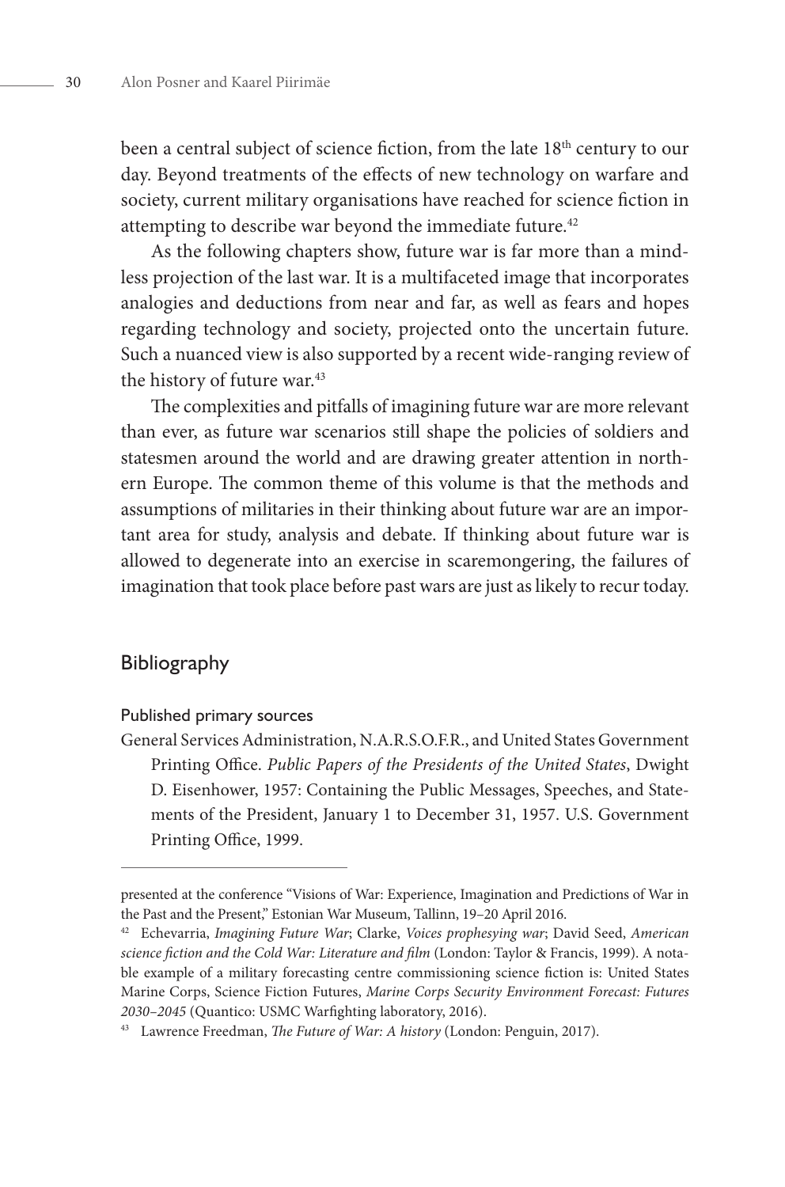been a central subject of science fiction, from the late 18th century to our day. Beyond treatments of the effects of new technology on warfare and society, current military organisations have reached for science fiction in attempting to describe war beyond the immediate future.[42]

As the following chapters show, future war is far more than a mindless projection of the last war. It is a multifaceted image that incorporates analogies and deductions from near and far, as well as fears and hopes regarding technology and society, projected onto the uncertain future. Such a nuanced view is also supported by a recent wide-ranging review of the history of future war.[43]

The complexities and pitfalls of imagining future war are more relevant than ever, as future war scenarios still shape the policies of soldiers and statesmen around the world and are drawing greater attention in northern Europe. The common theme of this volume is that the methods and assumptions of militaries in their thinking about future war are an important area for study, analysis and debate. If thinking about future war is allowed to degenerate into an exercise in scaremongering, the failures of imagination that took place before past wars are just as likely to recur today.

## Bibliography

### Published primary sources

General Services Administration, N.A.R.S.O.F.R., and United States Government Printing Office. *Public Papers of the Presidents of the United States*, Dwight D. Eisenhower, 1957: Containing the Public Messages, Speeches, and Statements of the President, January 1 to December 31, 1957. U.S. Government Printing Office, 1999.

---

presented at the conference "Visions of War: Experience, Imagination and Predictions of War in the Past and the Present," Estonian War Museum, Tallinn, 19–20 April 2016.

[42] Echevarria, *Imagining Future War*; Clarke, *Voices prophesying war*; David Seed, *American science fiction and the Cold War: Literature and film* (London: Taylor & Francis, 1999). A notable example of a military forecasting centre commissioning science fiction is: United States Marine Corps, Science Fiction Futures, *Marine Corps Security Environment Forecast: Futures 2030–2045* (Quantico: USMC Warfighting laboratory, 2016).

[43] Lawrence Freedman, *The Future of War: A history* (London: Penguin, 2017).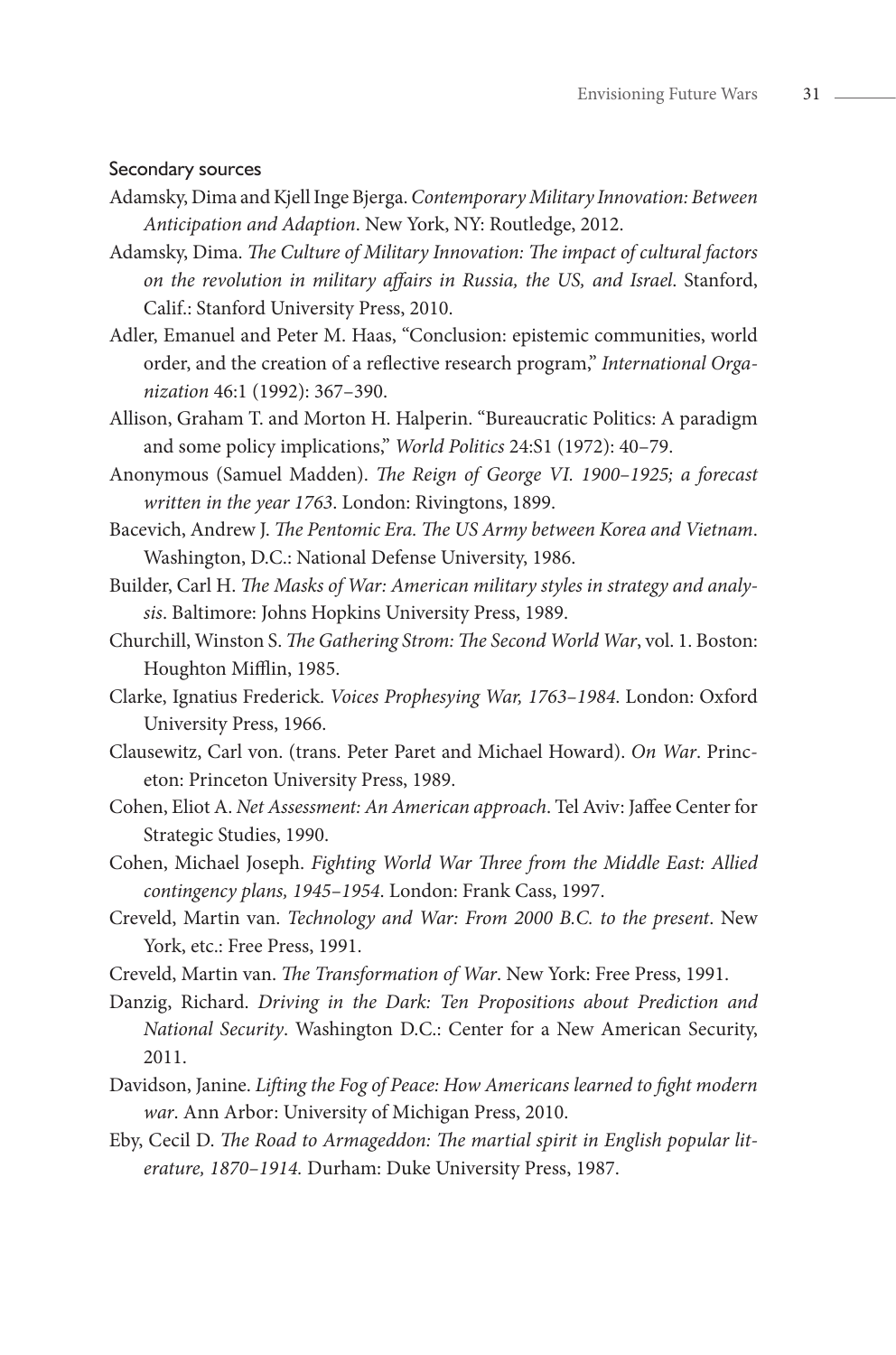### Secondary sources

Adamsky, Dima and Kjell Inge Bjerga. *Contemporary Military Innovation: Between Anticipation and Adaption*. New York, NY: Routledge, 2012.

Adamsky, Dima. *The Culture of Military Innovation: The impact of cultural factors on the revolution in military affairs in Russia, the US, and Israel*. Stanford, Calif.: Stanford University Press, 2010.

Adler, Emanuel and Peter M. Haas, "Conclusion: epistemic communities, world order, and the creation of a reflective research program," *International Organization* 46:1 (1992): 367–390.

Allison, Graham T. and Morton H. Halperin. "Bureaucratic Politics: A paradigm and some policy implications," *World Politics* 24:S1 (1972): 40–79.

Anonymous (Samuel Madden). *The Reign of George VI. 1900–1925; a forecast written in the year 1763*. London: Rivingtons, 1899.

Bacevich, Andrew J. *The Pentomic Era. The US Army between Korea and Vietnam*. Washington, D.C.: National Defense University, 1986.

Builder, Carl H. *The Masks of War: American military styles in strategy and analysis*. Baltimore: Johns Hopkins University Press, 1989.

Churchill, Winston S. *The Gathering Strom: The Second World War*, vol. 1. Boston: Houghton Mifflin, 1985.

Clarke, Ignatius Frederick. *Voices Prophesying War, 1763–1984*. London: Oxford University Press, 1966.

Clausewitz, Carl von. (trans. Peter Paret and Michael Howard). *On War*. Princeton: Princeton University Press, 1989.

Cohen, Eliot A. *Net Assessment: An American approach*. Tel Aviv: Jaffee Center for Strategic Studies, 1990.

Cohen, Michael Joseph. *Fighting World War Three from the Middle East: Allied contingency plans, 1945–1954*. London: Frank Cass, 1997.

Creveld, Martin van. *Technology and War: From 2000 B.C. to the present*. New York, etc.: Free Press, 1991.

Creveld, Martin van. *The Transformation of War*. New York: Free Press, 1991.

Danzig, Richard. *Driving in the Dark: Ten Propositions about Prediction and National Security*. Washington D.C.: Center for a New American Security, 2011.

Davidson, Janine. *Lifting the Fog of Peace: How Americans learned to fight modern war*. Ann Arbor: University of Michigan Press, 2010.

Eby, Cecil D. *The Road to Armageddon: The martial spirit in English popular literature, 1870–1914*. Durham: Duke University Press, 1987.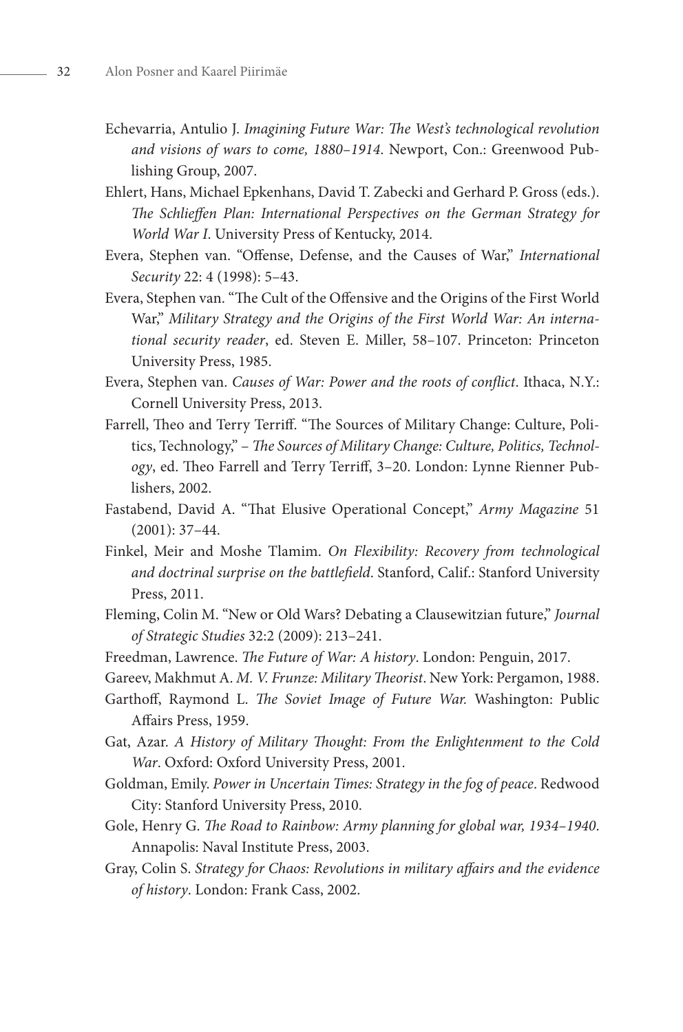Echevarria, Antulio J. *Imagining Future War: The West's technological revolution and visions of wars to come, 1880–1914*. Newport, Con.: Greenwood Publishing Group, 2007.

Ehlert, Hans, Michael Epkenhans, David T. Zabecki and Gerhard P. Gross (eds.). *The Schlieffen Plan: International Perspectives on the German Strategy for World War I*. University Press of Kentucky, 2014.

Evera, Stephen van. "Offense, Defense, and the Causes of War," *International Security* 22: 4 (1998): 5–43.

Evera, Stephen van. "The Cult of the Offensive and the Origins of the First World War," *Military Strategy and the Origins of the First World War: An international security reader*, ed. Steven E. Miller, 58–107. Princeton: Princeton University Press, 1985.

Evera, Stephen van. *Causes of War: Power and the roots of conflict*. Ithaca, N.Y.: Cornell University Press, 2013.

Farrell, Theo and Terry Terriff. "The Sources of Military Change: Culture, Politics, Technology," – *The Sources of Military Change: Culture, Politics, Technology*, ed. Theo Farrell and Terry Terriff, 3–20. London: Lynne Rienner Publishers, 2002.

Fastabend, David A. "That Elusive Operational Concept," *Army Magazine* 51 (2001): 37–44.

Finkel, Meir and Moshe Tlamim. *On Flexibility: Recovery from technological and doctrinal surprise on the battlefield*. Stanford, Calif.: Stanford University Press, 2011.

Fleming, Colin M. "New or Old Wars? Debating a Clausewitzian future," *Journal of Strategic Studies* 32:2 (2009): 213–241.

Freedman, Lawrence. *The Future of War: A history*. London: Penguin, 2017.

Gareev, Makhmut A. *M. V. Frunze: Military Theorist*. New York: Pergamon, 1988.

Garthoff, Raymond L. *The Soviet Image of Future War.* Washington: Public Affairs Press, 1959.

Gat, Azar. *A History of Military Thought: From the Enlightenment to the Cold War*. Oxford: Oxford University Press, 2001.

Goldman, Emily. *Power in Uncertain Times: Strategy in the fog of peace*. Redwood City: Stanford University Press, 2010.

Gole, Henry G. *The Road to Rainbow: Army planning for global war, 1934–1940*. Annapolis: Naval Institute Press, 2003.

Gray, Colin S. *Strategy for Chaos: Revolutions in military affairs and the evidence of history*. London: Frank Cass, 2002.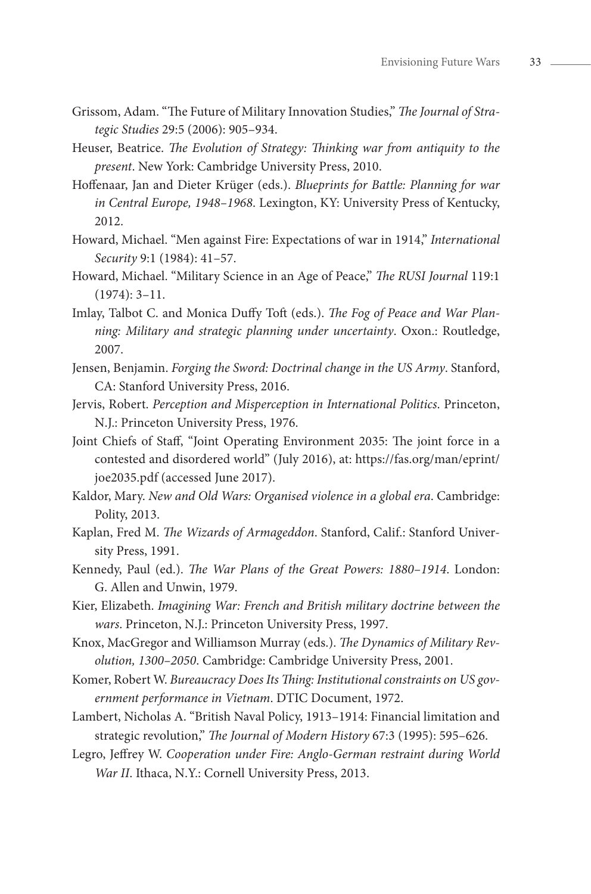Grissom, Adam. "The Future of Military Innovation Studies," *The Journal of Strategic Studies* 29:5 (2006): 905–934.

Heuser, Beatrice. *The Evolution of Strategy: Thinking war from antiquity to the present*. New York: Cambridge University Press, 2010.

Hoffenaar, Jan and Dieter Krüger (eds.). *Blueprints for Battle: Planning for war in Central Europe, 1948–1968*. Lexington, KY: University Press of Kentucky, 2012.

Howard, Michael. "Men against Fire: Expectations of war in 1914," *International Security* 9:1 (1984): 41–57.

Howard, Michael. "Military Science in an Age of Peace," *The RUSI Journal* 119:1 (1974): 3–11.

Imlay, Talbot C. and Monica Duffy Toft (eds.). *The Fog of Peace and War Planning: Military and strategic planning under uncertainty*. Oxon.: Routledge, 2007.

Jensen, Benjamin. *Forging the Sword: Doctrinal change in the US Army*. Stanford, CA: Stanford University Press, 2016.

Jervis, Robert. *Perception and Misperception in International Politics*. Princeton, N.J.: Princeton University Press, 1976.

Joint Chiefs of Staff, "Joint Operating Environment 2035: The joint force in a contested and disordered world" (July 2016), at: https://fas.org/man/eprint/joe2035.pdf (accessed June 2017).

Kaldor, Mary. *New and Old Wars: Organised violence in a global era*. Cambridge: Polity, 2013.

Kaplan, Fred M. *The Wizards of Armageddon*. Stanford, Calif.: Stanford University Press, 1991.

Kennedy, Paul (ed.). *The War Plans of the Great Powers: 1880–1914*. London: G. Allen and Unwin, 1979.

Kier, Elizabeth. *Imagining War: French and British military doctrine between the wars*. Princeton, N.J.: Princeton University Press, 1997.

Knox, MacGregor and Williamson Murray (eds.). *The Dynamics of Military Revolution, 1300–2050*. Cambridge: Cambridge University Press, 2001.

Komer, Robert W. *Bureaucracy Does Its Thing: Institutional constraints on US government performance in Vietnam*. DTIC Document, 1972.

Lambert, Nicholas A. "British Naval Policy, 1913–1914: Financial limitation and strategic revolution," *The Journal of Modern History* 67:3 (1995): 595–626.

Legro, Jeffrey W. *Cooperation under Fire: Anglo-German restraint during World War II*. Ithaca, N.Y.: Cornell University Press, 2013.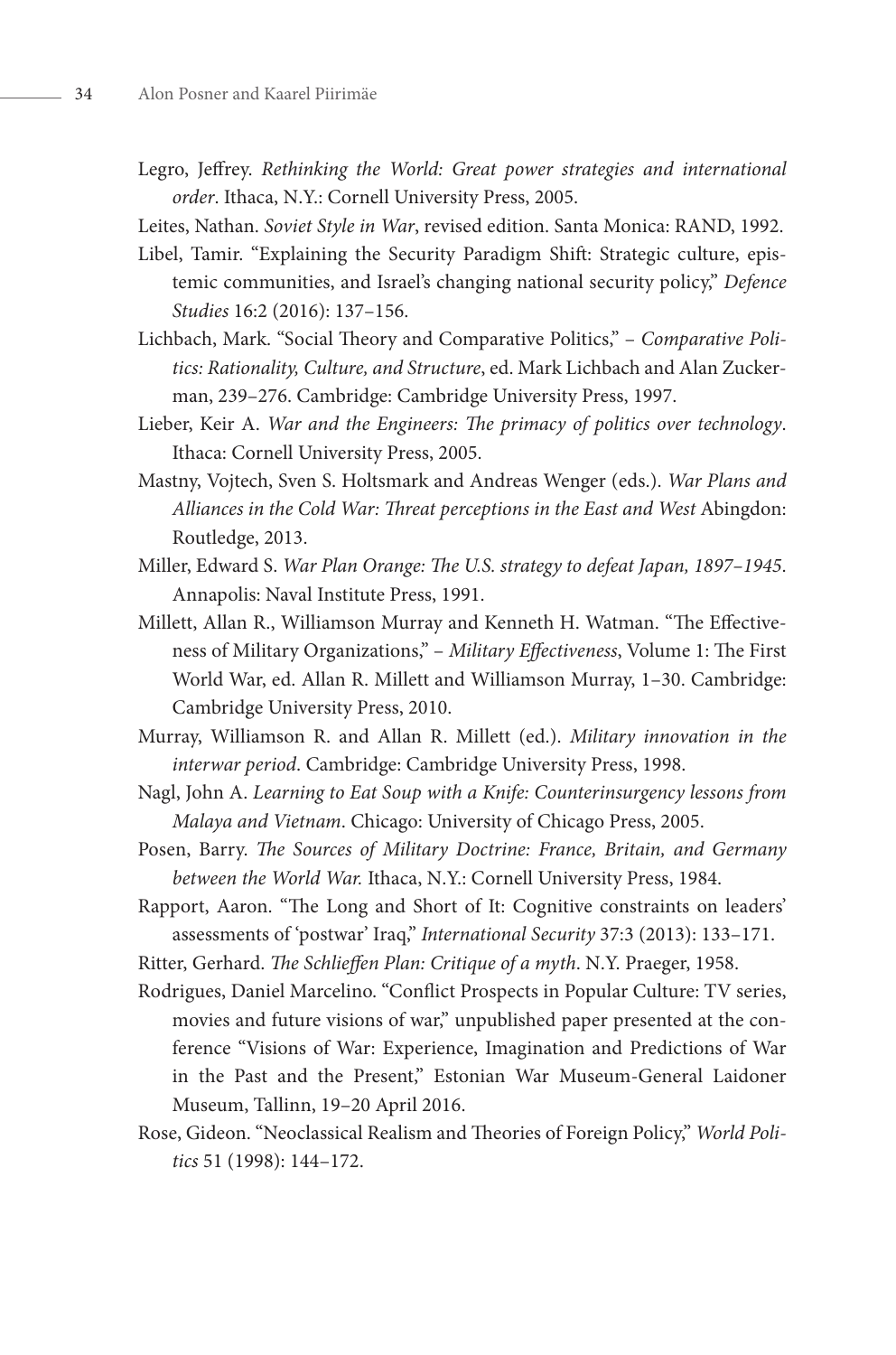Legro, Jeffrey. *Rethinking the World: Great power strategies and international order*. Ithaca, N.Y.: Cornell University Press, 2005.

Leites, Nathan. *Soviet Style in War*, revised edition. Santa Monica: RAND, 1992.

Libel, Tamir. "Explaining the Security Paradigm Shift: Strategic culture, epistemic communities, and Israel's changing national security policy," *Defence Studies* 16:2 (2016): 137–156.

Lichbach, Mark. "Social Theory and Comparative Politics," – *Comparative Politics: Rationality, Culture, and Structure*, ed. Mark Lichbach and Alan Zuckerman, 239–276. Cambridge: Cambridge University Press, 1997.

Lieber, Keir A. *War and the Engineers: The primacy of politics over technology*. Ithaca: Cornell University Press, 2005.

Mastny, Vojtech, Sven S. Holtsmark and Andreas Wenger (eds.). *War Plans and Alliances in the Cold War: Threat perceptions in the East and West* Abingdon: Routledge, 2013.

Miller, Edward S. *War Plan Orange: The U.S. strategy to defeat Japan, 1897–1945*. Annapolis: Naval Institute Press, 1991.

Millett, Allan R., Williamson Murray and Kenneth H. Watman. "The Effectiveness of Military Organizations," – *Military Effectiveness*, Volume 1: The First World War, ed. Allan R. Millett and Williamson Murray, 1–30. Cambridge: Cambridge University Press, 2010.

Murray, Williamson R. and Allan R. Millett (ed.). *Military innovation in the interwar period*. Cambridge: Cambridge University Press, 1998.

Nagl, John A. *Learning to Eat Soup with a Knife: Counterinsurgency lessons from Malaya and Vietnam*. Chicago: University of Chicago Press, 2005.

Posen, Barry. *The Sources of Military Doctrine: France, Britain, and Germany between the World War.* Ithaca, N.Y.: Cornell University Press, 1984.

Rapport, Aaron. "The Long and Short of It: Cognitive constraints on leaders' assessments of 'postwar' Iraq," *International Security* 37:3 (2013): 133–171.

Ritter, Gerhard. *The Schlieffen Plan: Critique of a myth*. N.Y. Praeger, 1958.

Rodrigues, Daniel Marcelino. "Conflict Prospects in Popular Culture: TV series, movies and future visions of war," unpublished paper presented at the conference "Visions of War: Experience, Imagination and Predictions of War in the Past and the Present," Estonian War Museum-General Laidoner Museum, Tallinn, 19–20 April 2016.

Rose, Gideon. "Neoclassical Realism and Theories of Foreign Policy," *World Politics* 51 (1998): 144–172.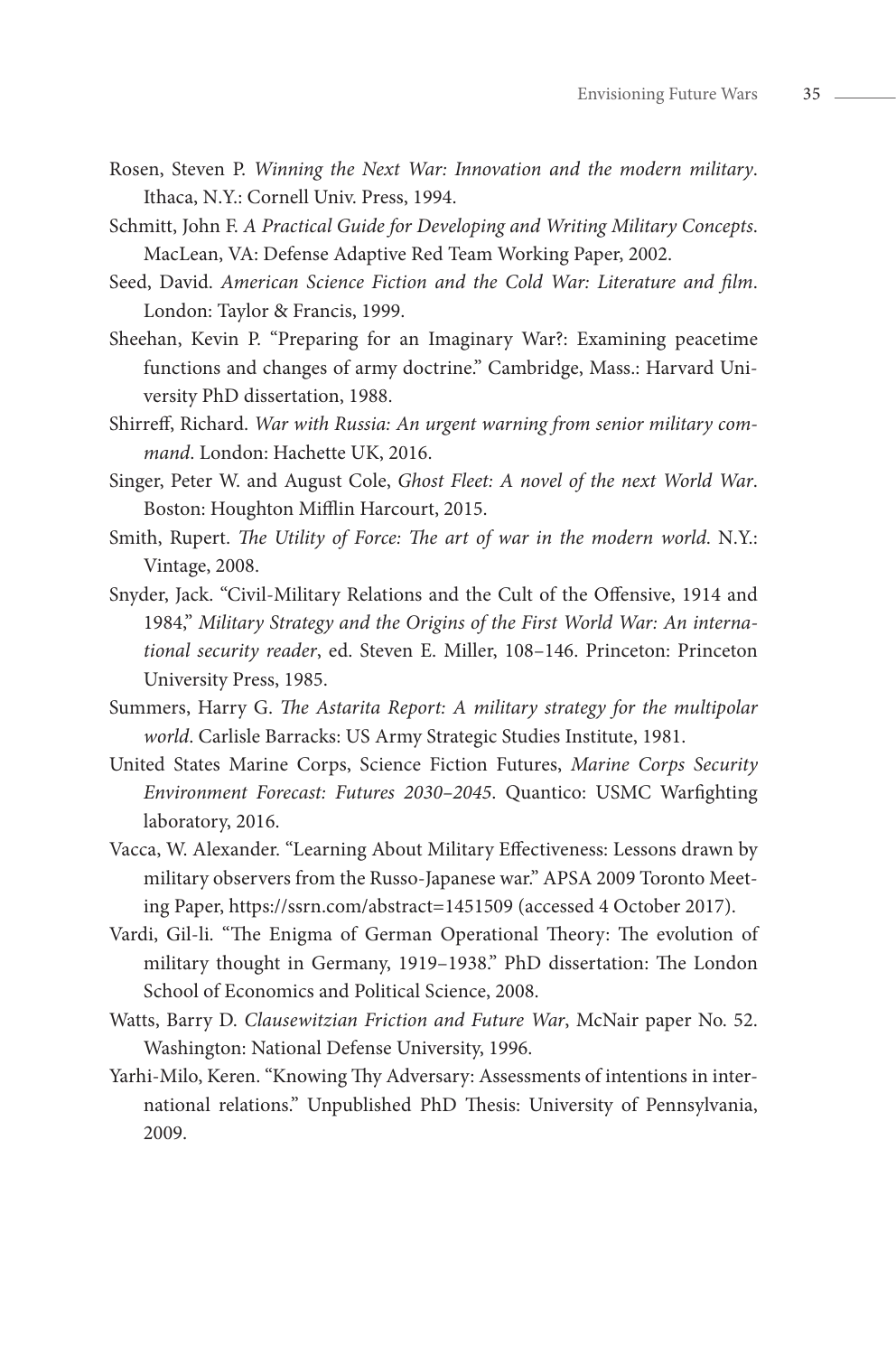Rosen, Steven P. *Winning the Next War: Innovation and the modern military*. Ithaca, N.Y.: Cornell Univ. Press, 1994.

Schmitt, John F. *A Practical Guide for Developing and Writing Military Concepts*. MacLean, VA: Defense Adaptive Red Team Working Paper, 2002.

Seed, David. *American Science Fiction and the Cold War: Literature and film*. London: Taylor & Francis, 1999.

Sheehan, Kevin P. "Preparing for an Imaginary War?: Examining peacetime functions and changes of army doctrine." Cambridge, Mass.: Harvard University PhD dissertation, 1988.

Shirreff, Richard. *War with Russia: An urgent warning from senior military command*. London: Hachette UK, 2016.

Singer, Peter W. and August Cole, *Ghost Fleet: A novel of the next World War*. Boston: Houghton Mifflin Harcourt, 2015.

Smith, Rupert. *The Utility of Force: The art of war in the modern world*. N.Y.: Vintage, 2008.

Snyder, Jack. "Civil-Military Relations and the Cult of the Offensive, 1914 and 1984," *Military Strategy and the Origins of the First World War: An international security reader*, ed. Steven E. Miller, 108–146. Princeton: Princeton University Press, 1985.

Summers, Harry G. *The Astarita Report: A military strategy for the multipolar world*. Carlisle Barracks: US Army Strategic Studies Institute, 1981.

United States Marine Corps, Science Fiction Futures, *Marine Corps Security Environment Forecast: Futures 2030–2045*. Quantico: USMC Warfighting laboratory, 2016.

Vacca, W. Alexander. "Learning About Military Effectiveness: Lessons drawn by military observers from the Russo-Japanese war." APSA 2009 Toronto Meeting Paper, https://ssrn.com/abstract=1451509 (accessed 4 October 2017).

Vardi, Gil-li. "The Enigma of German Operational Theory: The evolution of military thought in Germany, 1919–1938." PhD dissertation: The London School of Economics and Political Science, 2008.

Watts, Barry D. *Clausewitzian Friction and Future War*, McNair paper No. 52. Washington: National Defense University, 1996.

Yarhi-Milo, Keren. "Knowing Thy Adversary: Assessments of intentions in international relations." Unpublished PhD Thesis: University of Pennsylvania, 2009.